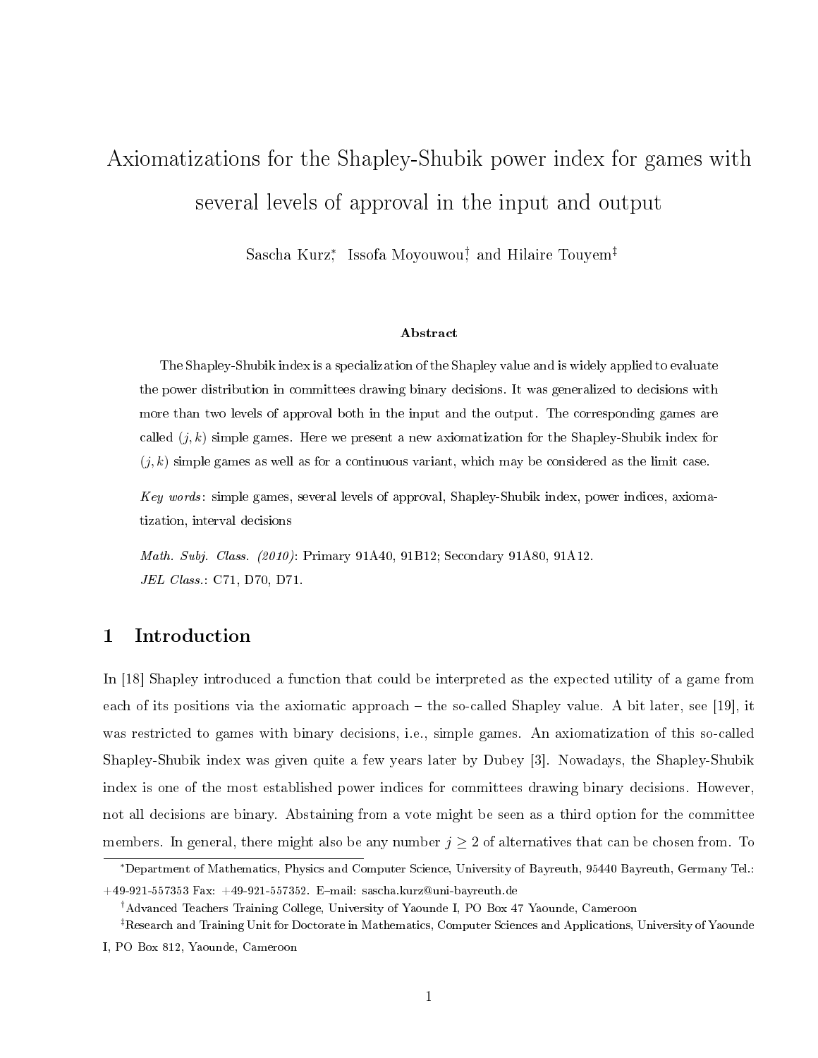# Axiomatizations for the Shapley-Shubik power index for games with several levels of approval in the input and output

Sascha Kurz[*], Issofa Moyouwou[†], and Hilaire Touyem[‡]

### Abstract

The Shapley-Shubik index is a specialization of the Shapley value and is widely applied to evaluate the power distribution in committees drawing binary decisions. It was generalized to decisions with more than two levels of approval both in the input and the output. The corresponding games are called $(j, k)$ simple games. Here we present a new axiomatization for the Shapley-Shubik index for $(j, k)$ simple games as well as for a continuous variant, which may be considered as the limit case.

*Key words*: simple games, several levels of approval, Shapley-Shubik index, power indices, axiomatization, interval decisions

*Math. Subj. Class. (2010)*: Primary 91A40, 91B12; Secondary 91A80, 91A12.
*JEL Class.*: C71, D70, D71.

## 1 Introduction

In [18] Shapley introduced a function that could be interpreted as the expected utility of a game from each of its positions via the axiomatic approach – the so-called Shapley value. A bit later, see [19], it was restricted to games with binary decisions, i.e., simple games. An axiomatization of this so-called Shapley-Shubik index was given quite a few years later by Dubey [3]. Nowadays, the Shapley-Shubik index is one of the most established power indices for committees drawing binary decisions. However, not all decisions are binary. Abstaining from a vote might be seen as a third option for the committee members. In general, there might also be any number $j \geq 2$ of alternatives that can be chosen from. To

[*] Department of Mathematics, Physics and Computer Science, University of Bayreuth, 95440 Bayreuth, Germany Tel.: +49-921-557353 Fax: +49-921-557352. E–mail: sascha.kurz@uni-bayreuth.de

[†] Advanced Teachers Training College, University of Yaounde I, PO Box 47 Yaounde, Cameroon

[‡] Research and Training Unit for Doctorate in Mathematics, Computer Sciences and Applications, University of Yaounde I, PO Box 812, Yaounde, Cameroon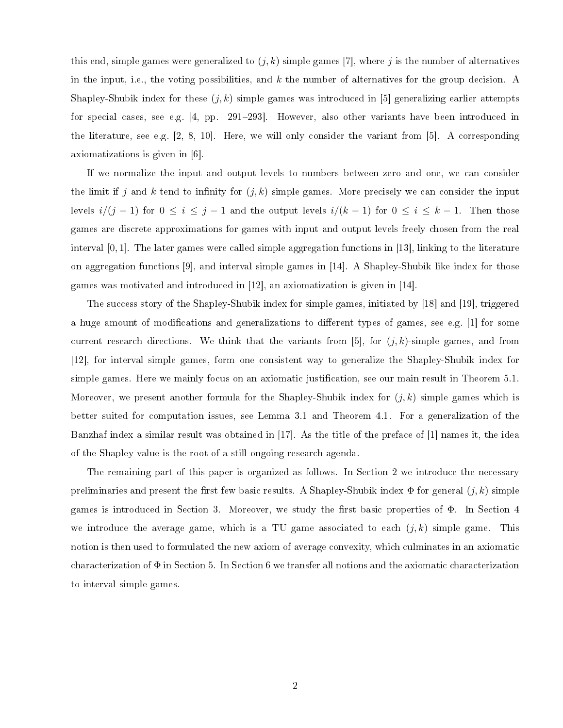this end, simple games were generalized to $(j,k)$ simple games [7], where $j$ is the number of alternatives in the input, i.e., the voting possibilities, and $k$ the number of alternatives for the group decision. A Shapley-Shubik index for these $(j,k)$ simple games was introduced in [5] generalizing earlier attempts for special cases, see e.g. [4, pp. 291–293]. However, also other variants have been introduced in the literature, see e.g. [2, 8, 10]. Here, we will only consider the variant from [5]. A corresponding axiomatizations is given in [6].

If we normalize the input and output levels to numbers between zero and one, we can consider the limit if $j$ and $k$ tend to infinity for $(j,k)$ simple games. More precisely we can consider the input levels $i/(j-1)$ for $0 \le i \le j-1$ and the output levels $i/(k-1)$ for $0 \le i \le k-1$. Then those games are discrete approximations for games with input and output levels freely chosen from the real interval $[0,1]$. The later games were called simple aggregation functions in [13], linking to the literature on aggregation functions [9], and interval simple games in [14]. A Shapley-Shubik like index for those games was motivated and introduced in [12], an axiomatization is given in [14].

The success story of the Shapley-Shubik index for simple games, initiated by [18] and [19], triggered a huge amount of modifications and generalizations to different types of games, see e.g. [1] for some current research directions. We think that the variants from [5], for $(j,k)$-simple games, and from [12], for interval simple games, form one consistent way to generalize the Shapley-Shubik index for simple games. Here we mainly focus on an axiomatic justification, see our main result in Theorem 5.1. Moreover, we present another formula for the Shapley-Shubik index for $(j,k)$ simple games which is better suited for computation issues, see Lemma 3.1 and Theorem 4.1. For a generalization of the Banzhaf index a similar result was obtained in [17]. As the title of the preface of [1] names it, the idea of the Shapley value is the root of a still ongoing research agenda.

The remaining part of this paper is organized as follows. In Section 2 we introduce the necessary preliminaries and present the first few basic results. A Shapley-Shubik index $\Phi$ for general $(j,k)$ simple games is introduced in Section 3. Moreover, we study the first basic properties of $\Phi$. In Section 4 we introduce the average game, which is a TU game associated to each $(j,k)$ simple game. This notion is then used to formulated the new axiom of average convexity, which culminates in an axiomatic characterization of $\Phi$ in Section 5. In Section 6 we transfer all notions and the axiomatic characterization to interval simple games.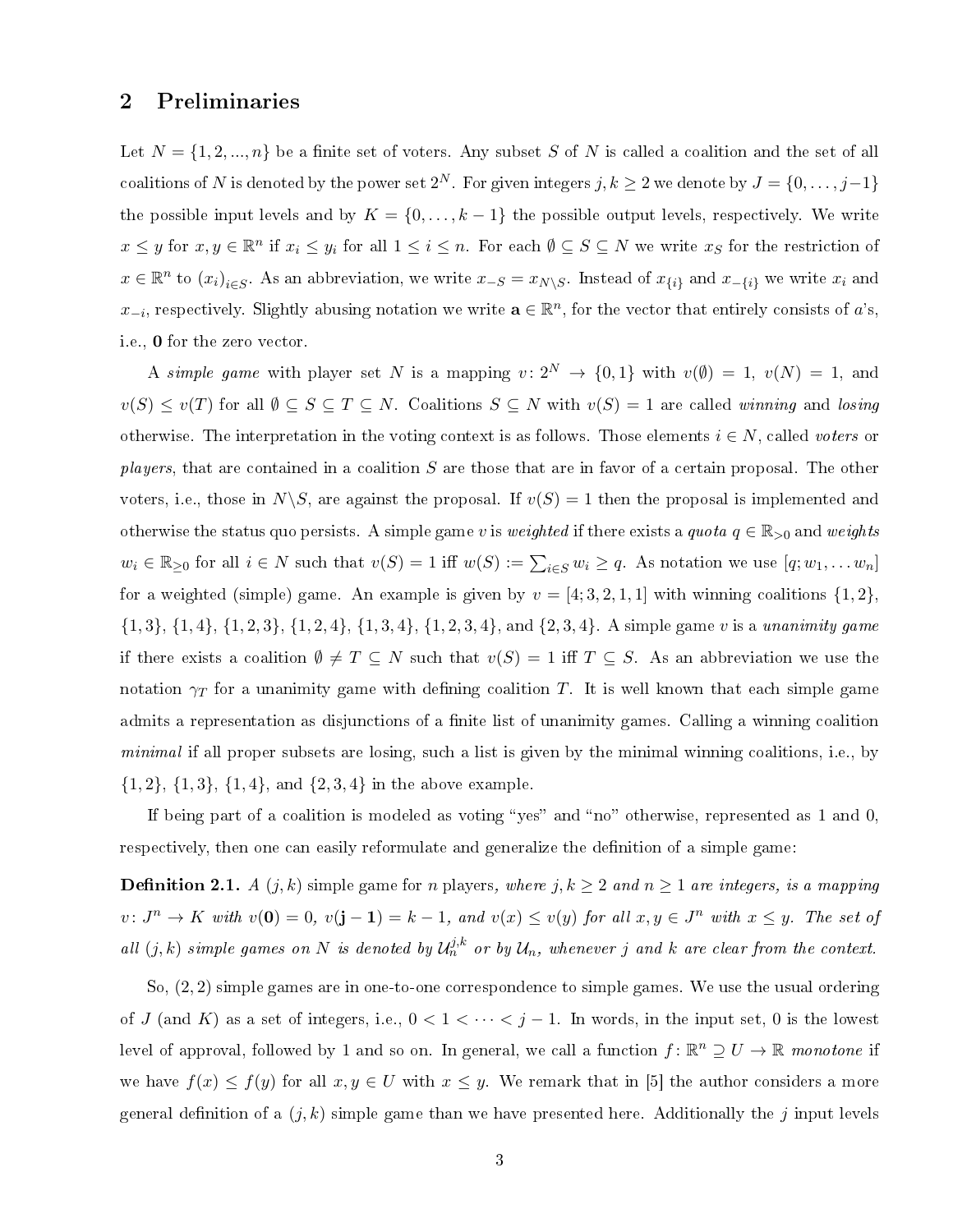## 2 Preliminaries

Let $N = \{1, 2, ..., n\}$ be a finite set of voters. Any subset $S$ of $N$ is called a coalition and the set of all coalitions of $N$ is denoted by the power set $2^N$. For given integers $j, k \geq 2$ we denote by $J = \{0, \ldots, j-1\}$ the possible input levels and by $K = \{0, \ldots, k-1\}$ the possible output levels, respectively. We write $x \leq y$ for $x, y \in \mathbb{R}^n$ if $x_i \leq y_i$ for all $1 \leq i \leq n$. For each $\emptyset \subseteq S \subseteq N$ we write $x_S$ for the restriction of $x \in \mathbb{R}^n$ to $(x_i)_{i \in S}$. As an abbreviation, we write $x_{-S} = x_{N \backslash S}$. Instead of $x_{\{i\}}$ and $x_{-\{i\}}$ we write $x_i$ and $x_{-i}$, respectively. Slightly abusing notation we write $\mathbf{a} \in \mathbb{R}^n$, for the vector that entirely consists of $a$'s, i.e., $\mathbf{0}$ for the zero vector.

A *simple game* with player set $N$ is a mapping $v \colon 2^N \to \{0, 1\}$ with $v(\emptyset) = 1$, $v(N) = 1$, and $v(S) \leq v(T)$ for all $\emptyset \subseteq S \subseteq T \subseteq N$. Coalitions $S \subseteq N$ with $v(S) = 1$ are called *winning* and *losing* otherwise. The interpretation in the voting context is as follows. Those elements $i \in N$, called *voters* or *players*, that are contained in a coalition $S$ are those that are in favor of a certain proposal. The other voters, i.e., those in $N \backslash S$, are against the proposal. If $v(S) = 1$ then the proposal is implemented and otherwise the status quo persists. A simple game $v$ is *weighted* if there exists a *quota* $q \in \mathbb{R}_{>0}$ and *weights* $w_i \in \mathbb{R}_{\geq 0}$ for all $i \in N$ such that $v(S) = 1$ iff $w(S) := \sum_{i \in S} w_i \geq q$. As notation we use $[q; w_1, \ldots w_n]$ for a weighted (simple) game. An example is given by $v = [4; 3, 2, 1, 1]$ with winning coalitions $\{1, 2\}$, $\{1, 3\}$, $\{1, 4\}$, $\{1, 2, 3\}$, $\{1, 2, 4\}$, $\{1, 3, 4\}$, $\{1, 2, 3, 4\}$, and $\{2, 3, 4\}$. A simple game $v$ is a *unanimity game* if there exists a coalition $\emptyset \neq T \subseteq N$ such that $v(S) = 1$ iff $T \subseteq S$. As an abbreviation we use the notation $\gamma_T$ for a unanimity game with defining coalition $T$. It is well known that each simple game admits a representation as disjunctions of a finite list of unanimity games. Calling a winning coalition *minimal* if all proper subsets are losing, such a list is given by the minimal winning coalitions, i.e., by $\{1, 2\}$, $\{1, 3\}$, $\{1, 4\}$, and $\{2, 3, 4\}$ in the above example.

If being part of a coalition is modeled as voting "yes" and "no" otherwise, represented as 1 and 0, respectively, then one can easily reformulate and generalize the definition of a simple game:

**Definition 2.1.** *A* $(j, k)$ simple game for $n$ players*, where $j, k \geq 2$ and $n \geq 1$ are integers, is a mapping $v \colon J^n \to K$ with $v(\mathbf{0}) = 0$, $v(\mathbf{j-1}) = k-1$, and $v(x) \leq v(y)$ for all $x, y \in J^n$ with $x \leq y$. The set of all $(j, k)$ simple games on $N$ is denoted by $\mathcal{U}_n^{j,k}$ or by $\mathcal{U}_n$, whenever $j$ and $k$ are clear from the context.*

So, $(2, 2)$ simple games are in one-to-one correspondence to simple games. We use the usual ordering of $J$ (and $K$) as a set of integers, i.e., $0 < 1 < \cdots < j-1$. In words, in the input set, 0 is the lowest level of approval, followed by 1 and so on. In general, we call a function $f \colon \mathbb{R}^n \supseteq U \to \mathbb{R}$ *monotone* if we have $f(x) \leq f(y)$ for all $x, y \in U$ with $x \leq y$. We remark that in [5] the author considers a more general definition of a $(j, k)$ simple game than we have presented here. Additionally the $j$ input levels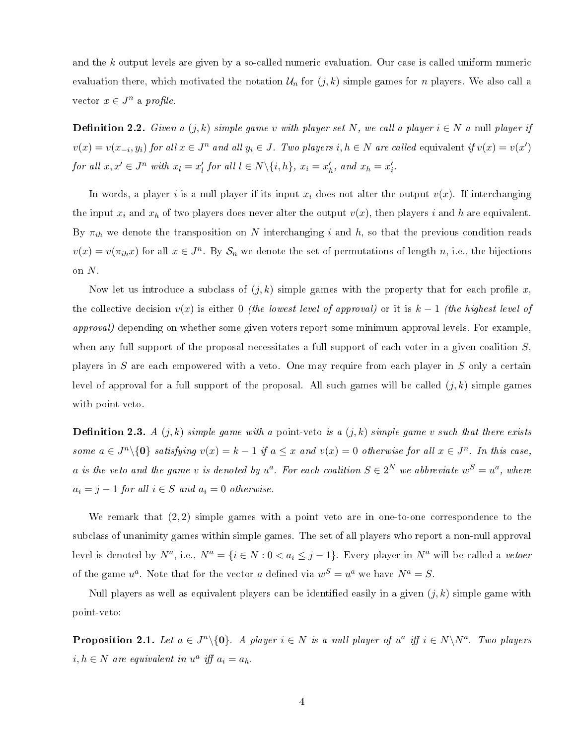and the $k$ output levels are given by a so-called numeric evaluation. Our case is called uniform numeric evaluation there, which motivated the notation $\mathcal{U}_n$ for $(j,k)$ simple games for $n$ players. We also call a vector $x \in J^n$ a *profile*.

**Definition 2.2.** *Given a $(j,k)$ simple game $v$ with player set $N$, we call a player $i \in N$ a* null *player if $v(x) = v(x_{-i}, y_i)$ for all $x \in J^n$ and all $y_i \in J$. Two players $i, h \in N$ are called* equivalent *if $v(x) = v(x')$ for all $x, x' \in J^n$ with $x_l = x'_l$ for all $l \in N \backslash \{i, h\}$, $x_i = x'_h$, and $x_h = x'_i$.*

In words, a player $i$ is a null player if its input $x_i$ does not alter the output $v(x)$. If interchanging the input $x_i$ and $x_h$ of two players does never alter the output $v(x)$, then players $i$ and $h$ are equivalent. By $\pi_{ih}$ we denote the transposition on $N$ interchanging $i$ and $h$, so that the previous condition reads $v(x) = v(\pi_{ih} x)$ for all $x \in J^n$. By $\mathcal{S}_n$ we denote the set of permutations of length $n$, i.e., the bijections on $N$.

Now let us introduce a subclass of $(j,k)$ simple games with the property that for each profile $x$, the collective decision $v(x)$ is either 0 *(the lowest level of approval)* or it is $k-1$ *(the highest level of approval)* depending on whether some given voters report some minimum approval levels. For example, when any full support of the proposal necessitates a full support of each voter in a given coalition $S$, players in $S$ are each empowered with a veto. One may require from each player in $S$ only a certain level of approval for a full support of the proposal. All such games will be called $(j,k)$ simple games with point-veto.

**Definition 2.3.** *A $(j,k)$ simple game with a* point-veto *is a $(j,k)$ simple game $v$ such that there exists some $a \in J^n \backslash \{\mathbf{0}\}$ satisfying $v(x) = k-1$ if $a \le x$ and $v(x) = 0$ otherwise for all $x \in J^n$. In this case, $a$ is the veto and the game $v$ is denoted by $u^a$. For each coalition $S \in 2^N$ we abbreviate $w^S = u^a$, where $a_i = j-1$ for all $i \in S$ and $a_i = 0$ otherwise.*

We remark that $(2,2)$ simple games with a point veto are in one-to-one correspondence to the subclass of unanimity games within simple games. The set of all players who report a non-null approval level is denoted by $N^a$, i.e., $N^a = \{i \in N : 0 < a_i \le j-1\}$. Every player in $N^a$ will be called a *vetoer* of the game $u^a$. Note that for the vector $a$ defined via $w^S = u^a$ we have $N^a = S$.

Null players as well as equivalent players can be identified easily in a given $(j,k)$ simple game with point-veto:

**Proposition 2.1.** *Let $a \in J^n \backslash \{\mathbf{0}\}$. A player $i \in N$ is a null player of $u^a$ iff $i \in N \backslash N^a$. Two players $i, h \in N$ are equivalent in $u^a$ iff $a_i = a_h$.*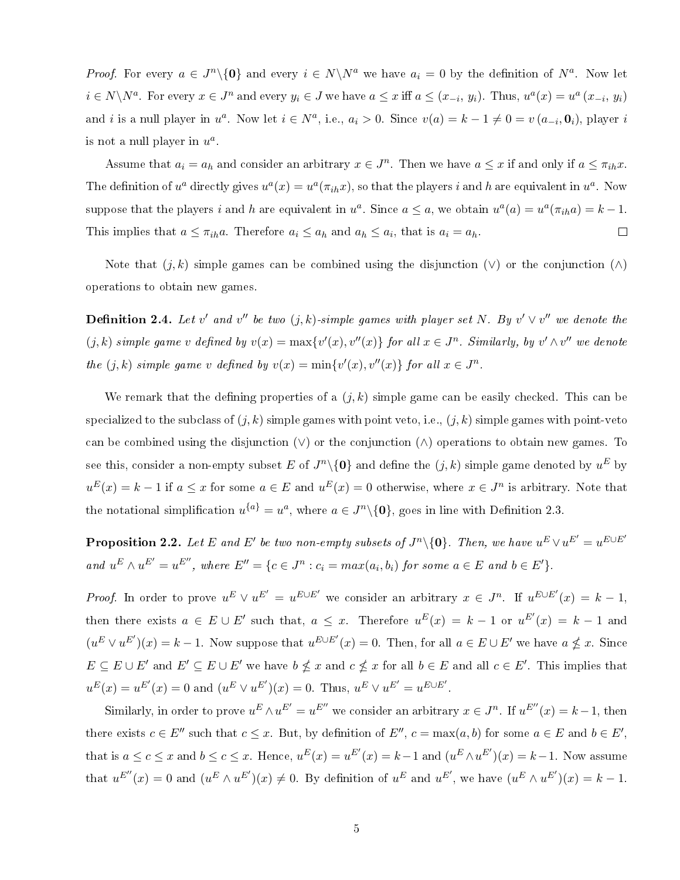*Proof.* For every $a \in J^n\backslash\{\mathbf{0}\}$ and every $i \in N\backslash N^a$ we have $a_i = 0$ by the definition of $N^a$. Now let $i \in N\backslash N^a$. For every $x \in J^n$ and every $y_i \in J$ we have $a \le x$ iff $a \le (x_{-i}, y_i)$. Thus, $u^a(x) = u^a(x_{-i}, y_i)$ and $i$ is a null player in $u^a$. Now let $i \in N^a$, i.e., $a_i > 0$. Since $v(a) = k-1 \neq 0 = v(a_{-i}, \mathbf{0}_i)$, player $i$ is not a null player in $u^a$.

Assume that $a_i = a_h$ and consider an arbitrary $x \in J^n$. Then we have $a \le x$ if and only if $a \le \pi_{ih}x$. The definition of $u^a$ directly gives $u^a(x) = u^a(\pi_{ih}x)$, so that the players $i$ and $h$ are equivalent in $u^a$. Now suppose that the players $i$ and $h$ are equivalent in $u^a$. Since $a \le a$, we obtain $u^a(a) = u^a(\pi_{ih}a) = k-1$. This implies that $a \le \pi_{ih}a$. Therefore $a_i \le a_h$ and $a_h \le a_i$, that is $a_i = a_h$. □

Note that $(j,k)$ simple games can be combined using the disjunction ($\vee$) or the conjunction ($\wedge$) operations to obtain new games.

**Definition 2.4.** *Let $v'$ and $v''$ be two $(j,k)$-simple games with player set $N$. By $v' \vee v''$ we denote the $(j,k)$ simple game $v$ defined by $v(x) = \max\{v'(x), v''(x)\}$ for all $x \in J^n$. Similarly, by $v' \wedge v''$ we denote the $(j,k)$ simple game $v$ defined by $v(x) = \min\{v'(x), v''(x)\}$ for all $x \in J^n$.*

We remark that the defining properties of a $(j,k)$ simple game can be easily checked. This can be specialized to the subclass of $(j,k)$ simple games with point veto, i.e., $(j,k)$ simple games with point-veto can be combined using the disjunction ($\vee$) or the conjunction ($\wedge$) operations to obtain new games. To see this, consider a non-empty subset $E$ of $J^n\backslash\{\mathbf{0}\}$ and define the $(j,k)$ simple game denoted by $u^E$ by $u^E(x) = k-1$ if $a \le x$ for some $a \in E$ and $u^E(x) = 0$ otherwise, where $x \in J^n$ is arbitrary. Note that the notational simplification $u^{\{a\}} = u^a$, where $a \in J^n\backslash\{\mathbf{0}\}$, goes in line with Definition 2.3.

**Proposition 2.2.** *Let $E$ and $E'$ be two non-empty subsets of $J^n\backslash\{\mathbf{0}\}$. Then, we have $u^E \vee u^{E'} = u^{E\cup E'}$ and $u^E \wedge u^{E'} = u^{E''}$, where $E'' = \{c \in J^n : c_i = max(a_i, b_i) \text{ for some } a \in E \text{ and } b \in E'\}$.*

*Proof.* In order to prove $u^E \vee u^{E'} = u^{E\cup E'}$ we consider an arbitrary $x \in J^n$. If $u^{E\cup E'}(x) = k-1$, then there exists $a \in E \cup E'$ such that, $a \le x$. Therefore $u^E(x) = k-1$ or $u^{E'}(x) = k-1$ and $(u^E \vee u^{E'})(x) = k-1$. Now suppose that $u^{E\cup E'}(x) = 0$. Then, for all $a \in E \cup E'$ we have $a \not\le x$. Since $E \subseteq E \cup E'$ and $E' \subseteq E \cup E'$ we have $b \not\le x$ and $c \not\le x$ for all $b \in E$ and all $c \in E'$. This implies that $u^E(x) = u^{E'}(x) = 0$ and $(u^E \vee u^{E'})(x) = 0$. Thus, $u^E \vee u^{E'} = u^{E\cup E'}$.

Similarly, in order to prove $u^E \wedge u^{E'} = u^{E''}$ we consider an arbitrary $x \in J^n$. If $u^{E''}(x) = k-1$, then there exists $c \in E''$ such that $c \le x$. But, by definition of $E''$, $c = \max(a,b)$ for some $a \in E$ and $b \in E'$, that is $a \le c \le x$ and $b \le c \le x$. Hence, $u^E(x) = u^{E'}(x) = k-1$ and $(u^E \wedge u^{E'})(x) = k-1$. Now assume that $u^{E''}(x) = 0$ and $(u^E \wedge u^{E'})(x) \neq 0$. By definition of $u^E$ and $u^{E'}$, we have $(u^E \wedge u^{E'})(x) = k-1$.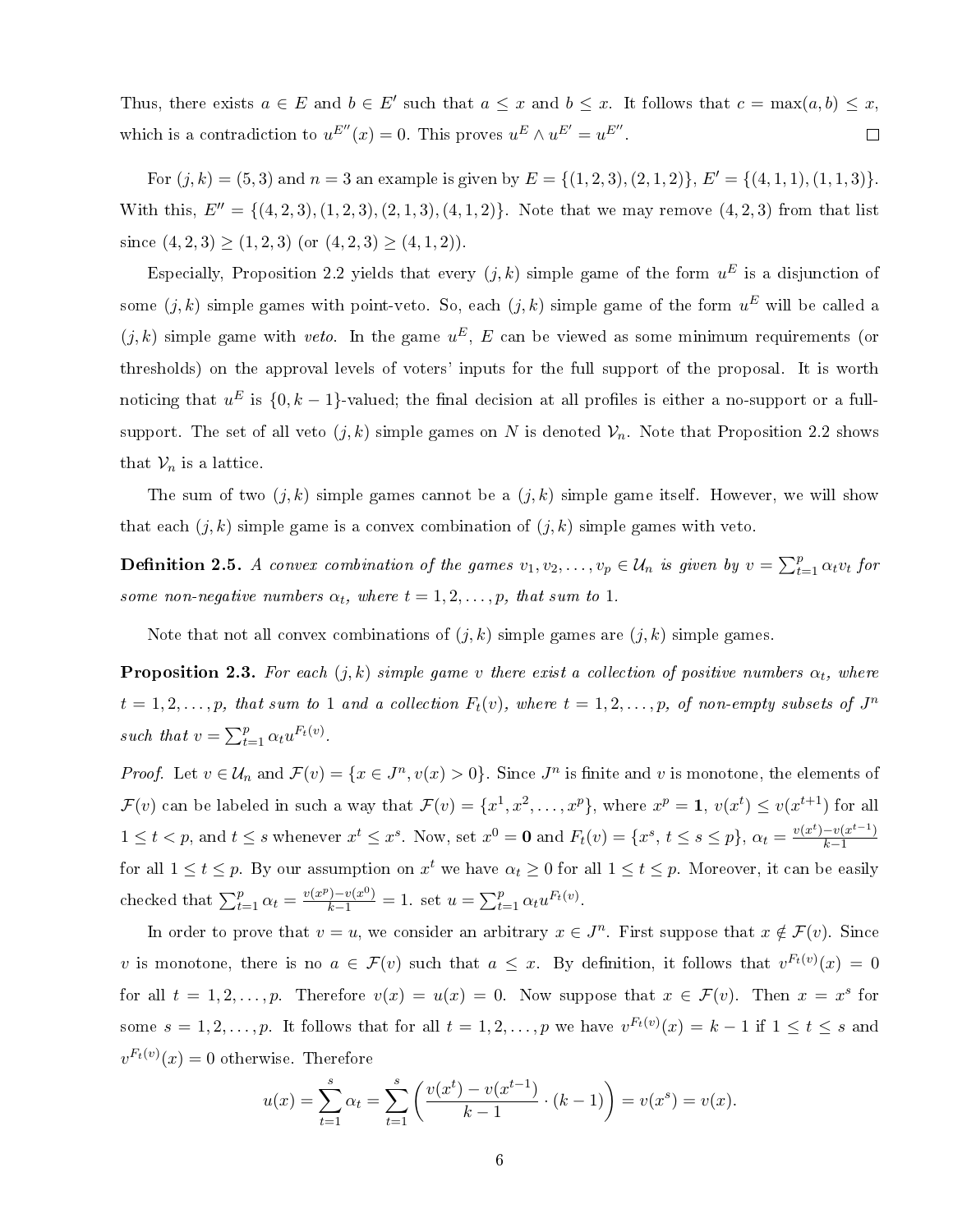Thus, there exists $a \in E$ and $b \in E'$ such that $a \leq x$ and $b \leq x$. It follows that $c = \max(a, b) \leq x$, which is a contradiction to $u^{E''}(x) = 0$. This proves $u^E \wedge u^{E'} = u^{E''}$. $\square$

For $(j, k) = (5, 3)$ and $n = 3$ an example is given by $E = \{(1, 2, 3), (2, 1, 2)\}$, $E' = \{(4, 1, 1), (1, 1, 3)\}$. With this, $E'' = \{(4, 2, 3), (1, 2, 3), (2, 1, 3), (4, 1, 2)\}$. Note that we may remove $(4, 2, 3)$ from that list since $(4, 2, 3) \geq (1, 2, 3)$ (or $(4, 2, 3) \geq (4, 1, 2)$).

Especially, Proposition 2.2 yields that every $(j, k)$ simple game of the form $u^E$ is a disjunction of some $(j, k)$ simple games with point-veto. So, each $(j, k)$ simple game of the form $u^E$ will be called a $(j, k)$ simple game with *veto*. In the game $u^E$, $E$ can be viewed as some minimum requirements (or thresholds) on the approval levels of voters' inputs for the full support of the proposal. It is worth noticing that $u^E$ is $\{0, k - 1\}$-valued; the final decision at all profiles is either a no-support or a full-support. The set of all veto $(j, k)$ simple games on $N$ is denoted $\mathcal{V}_n$. Note that Proposition 2.2 shows that $\mathcal{V}_n$ is a lattice.

The sum of two $(j, k)$ simple games cannot be a $(j, k)$ simple game itself. However, we will show that each $(j, k)$ simple game is a convex combination of $(j, k)$ simple games with veto.

**Definition 2.5.** *A convex combination of the games $v_1, v_2, \ldots, v_p \in \mathcal{U}_n$ is given by $v = \sum_{t=1}^{p} \alpha_t v_t$ for some non-negative numbers $\alpha_t$, where $t = 1, 2, \ldots, p$, that sum to 1.*

Note that not all convex combinations of $(j, k)$ simple games are $(j, k)$ simple games.

**Proposition 2.3.** *For each $(j, k)$ simple game $v$ there exist a collection of positive numbers $\alpha_t$, where $t = 1, 2, \ldots, p$, that sum to 1 and a collection $F_t(v)$, where $t = 1, 2, \ldots, p$, of non-empty subsets of $J^n$ such that $v = \sum_{t=1}^{p} \alpha_t u^{F_t(v)}$.*

*Proof.* Let $v \in \mathcal{U}_n$ and $\mathcal{F}(v) = \{x \in J^n, v(x) > 0\}$. Since $J^n$ is finite and $v$ is monotone, the elements of $\mathcal{F}(v)$ can be labeled in such a way that $\mathcal{F}(v) = \{x^1, x^2, \ldots, x^p\}$, where $x^p = \mathbf{1}$, $v(x^t) \leq v(x^{t+1})$ for all $1 \leq t < p$, and $t \leq s$ whenever $x^t \leq x^s$. Now, set $x^0 = \mathbf{0}$ and $F_t(v) = \{x^s, t \leq s \leq p\}$, $\alpha_t = \frac{v(x^t) - v(x^{t-1})}{k-1}$ for all $1 \leq t \leq p$. By our assumption on $x^t$ we have $\alpha_t \geq 0$ for all $1 \leq t \leq p$. Moreover, it can be easily checked that $\sum_{t=1}^{p} \alpha_t = \frac{v(x^p) - v(x^0)}{k-1} = 1$. set $u = \sum_{t=1}^{p} \alpha_t u^{F_t(v)}$.

In order to prove that $v = u$, we consider an arbitrary $x \in J^n$. First suppose that $x \notin \mathcal{F}(v)$. Since $v$ is monotone, there is no $a \in \mathcal{F}(v)$ such that $a \leq x$. By definition, it follows that $v^{F_t(v)}(x) = 0$ for all $t = 1, 2, \ldots, p$. Therefore $v(x) = u(x) = 0$. Now suppose that $x \in \mathcal{F}(v)$. Then $x = x^s$ for some $s = 1, 2, \ldots, p$. It follows that for all $t = 1, 2, \ldots, p$ we have $v^{F_t(v)}(x) = k - 1$ if $1 \leq t \leq s$ and $v^{F_t(v)}(x) = 0$ otherwise. Therefore

$$u(x) = \sum_{t=1}^{s} \alpha_t = \sum_{t=1}^{s} \left( \frac{v(x^t) - v(x^{t-1})}{k-1} \cdot (k-1) \right) = v(x^s) = v(x).$$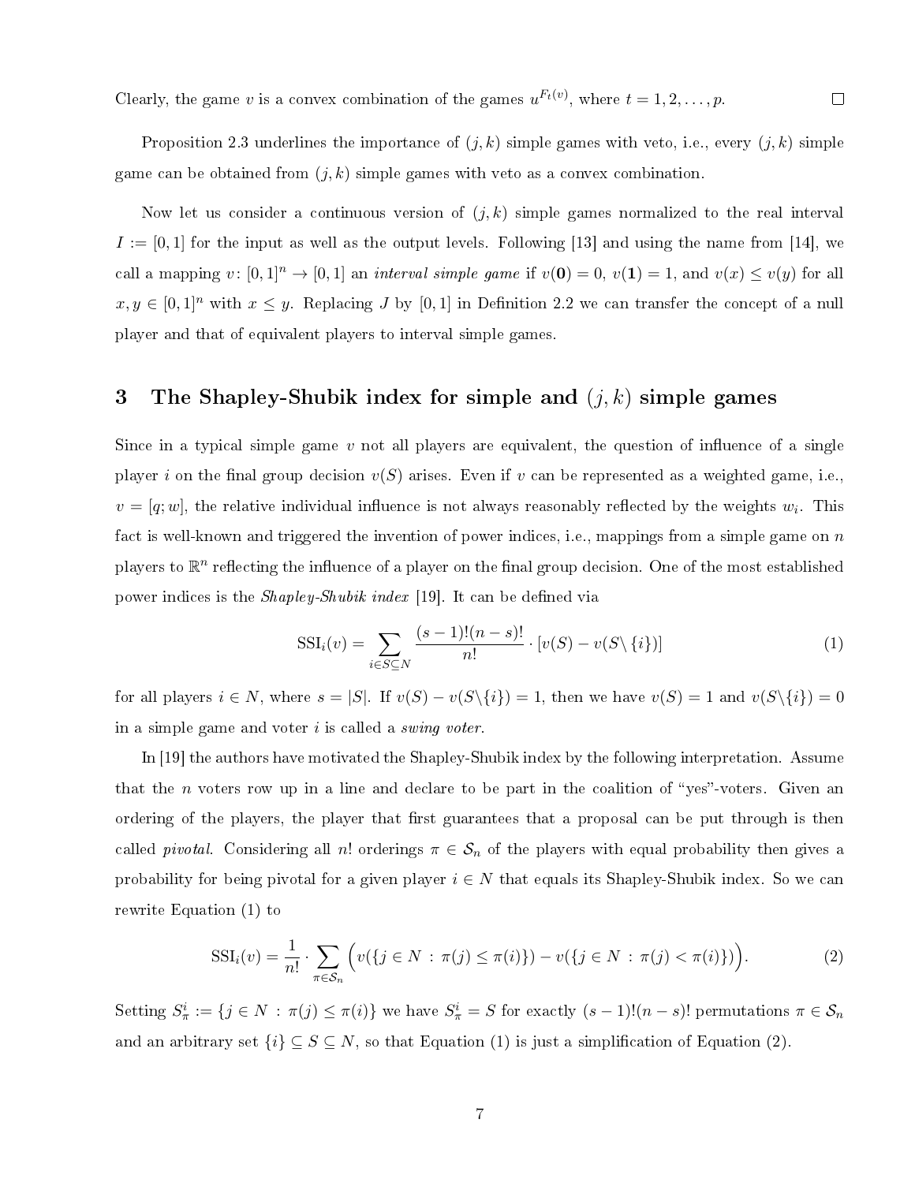Clearly, the game $v$ is a convex combination of the games $u^{F_t(v)}$, where $t = 1, 2, \ldots, p$. $\square$

Proposition 2.3 underlines the importance of $(j,k)$ simple games with veto, i.e., every $(j,k)$ simple game can be obtained from $(j,k)$ simple games with veto as a convex combination.

Now let us consider a continuous version of $(j,k)$ simple games normalized to the real interval $I := [0,1]$ for the input as well as the output levels. Following [13] and using the name from [14], we call a mapping $v\colon [0,1]^n \to [0,1]$ an *interval simple game* if $v(\mathbf{0}) = 0$, $v(\mathbf{1}) = 1$, and $v(x) \le v(y)$ for all $x, y \in [0,1]^n$ with $x \le y$. Replacing $J$ by $[0,1]$ in Definition 2.2 we can transfer the concept of a null player and that of equivalent players to interval simple games.

## 3 The Shapley-Shubik index for simple and $(j,k)$ simple games

Since in a typical simple game $v$ not all players are equivalent, the question of influence of a single player $i$ on the final group decision $v(S)$ arises. Even if $v$ can be represented as a weighted game, i.e., $v = [q; w]$, the relative individual influence is not always reasonably reflected by the weights $w_i$. This fact is well-known and triggered the invention of power indices, i.e., mappings from a simple game on $n$ players to $\mathbb{R}^n$ reflecting the influence of a player on the final group decision. One of the most established power indices is the *Shapley-Shubik index* [19]. It can be defined via

$$\mathrm{SSI}_i(v) = \sum_{i \in S \subseteq N} \frac{(s-1)!(n-s)!}{n!} \cdot [v(S) - v(S \backslash \{i\})] \tag{1}$$

for all players $i \in N$, where $s = |S|$. If $v(S) - v(S\backslash\{i\}) = 1$, then we have $v(S) = 1$ and $v(S\backslash\{i\}) = 0$ in a simple game and voter $i$ is called a *swing voter*.

In [19] the authors have motivated the Shapley-Shubik index by the following interpretation. Assume that the $n$ voters row up in a line and declare to be part in the coalition of "yes"-voters. Given an ordering of the players, the player that first guarantees that a proposal can be put through is then called *pivotal*. Considering all $n!$ orderings $\pi \in \mathcal{S}_n$ of the players with equal probability then gives a probability for being pivotal for a given player $i \in N$ that equals its Shapley-Shubik index. So we can rewrite Equation (1) to

$$\mathrm{SSI}_i(v) = \frac{1}{n!} \cdot \sum_{\pi \in \mathcal{S}_n} \Big( v(\{j \in N \,:\, \pi(j) \le \pi(i)\}) - v(\{j \in N \,:\, \pi(j) < \pi(i)\}) \Big). \tag{2}$$

Setting $S_\pi^i := \{j \in N \,:\, \pi(j) \le \pi(i)\}$ we have $S_\pi^i = S$ for exactly $(s-1)!(n-s)!$ permutations $\pi \in \mathcal{S}_n$ and an arbitrary set $\{i\} \subseteq S \subseteq N$, so that Equation (1) is just a simplification of Equation (2).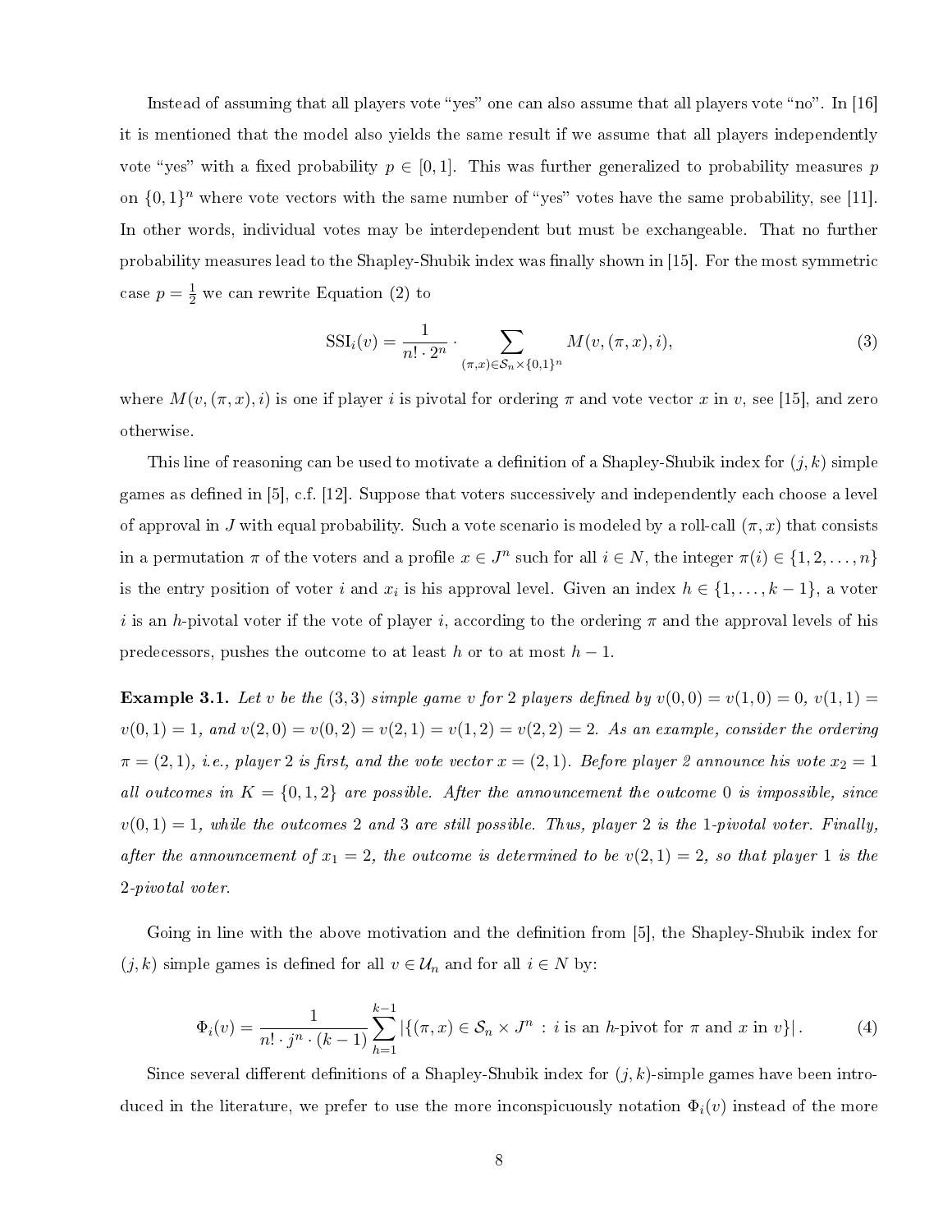Instead of assuming that all players vote "yes" one can also assume that all players vote "no". In [16] it is mentioned that the model also yields the same result if we assume that all players independently vote "yes" with a fixed probability $p \in [0,1]$. This was further generalized to probability measures $p$ on $\{0,1\}^n$ where vote vectors with the same number of "yes" votes have the same probability, see [11]. In other words, individual votes may be interdependent but must be exchangeable. That no further probability measures lead to the Shapley-Shubik index was finally shown in [15]. For the most symmetric case $p = \frac{1}{2}$ we can rewrite Equation (2) to

$$\mathrm{SSI}_i(v) = \frac{1}{n! \cdot 2^n} \cdot \sum_{(\pi,x) \in \mathcal{S}_n \times \{0,1\}^n} M(v,(\pi,x),i), \tag{3}$$

where $M(v,(\pi,x),i)$ is one if player $i$ is pivotal for ordering $\pi$ and vote vector $x$ in $v$, see [15], and zero otherwise.

This line of reasoning can be used to motivate a definition of a Shapley-Shubik index for $(j,k)$ simple games as defined in [5], c.f. [12]. Suppose that voters successively and independently each choose a level of approval in $J$ with equal probability. Such a vote scenario is modeled by a roll-call $(\pi,x)$ that consists in a permutation $\pi$ of the voters and a profile $x \in J^n$ such for all $i \in N$, the integer $\pi(i) \in \{1,2,\ldots,n\}$ is the entry position of voter $i$ and $x_i$ is his approval level. Given an index $h \in \{1,\ldots,k-1\}$, a voter $i$ is an $h$-pivotal voter if the vote of player $i$, according to the ordering $\pi$ and the approval levels of his predecessors, pushes the outcome to at least $h$ or to at most $h-1$.

**Example 3.1.** *Let $v$ be the $(3,3)$ simple game $v$ for 2 players defined by $v(0,0) = v(1,0) = 0$, $v(1,1) = v(0,1) = 1$, and $v(2,0) = v(0,2) = v(2,1) = v(1,2) = v(2,2) = 2$. As an example, consider the ordering $\pi = (2,1)$, i.e., player 2 is first, and the vote vector $x = (2,1)$. Before player 2 announce his vote $x_2 = 1$ all outcomes in $K = \{0,1,2\}$ are possible. After the announcement the outcome 0 is impossible, since $v(0,1) = 1$, while the outcomes 2 and 3 are still possible. Thus, player 2 is the 1-pivotal voter. Finally, after the announcement of $x_1 = 2$, the outcome is determined to be $v(2,1) = 2$, so that player 1 is the 2-pivotal voter.*

Going in line with the above motivation and the definition from [5], the Shapley-Shubik index for $(j,k)$ simple games is defined for all $v \in \mathcal{U}_n$ and for all $i \in N$ by:

$$\Phi_i(v) = \frac{1}{n! \cdot j^n \cdot (k-1)} \sum_{h=1}^{k-1} \left|\{(\pi,x) \in \mathcal{S}_n \times J^n \,:\, i \text{ is an } h\text{-pivot for } \pi \text{ and } x \text{ in } v\}\right|. \tag{4}$$

Since several different definitions of a Shapley-Shubik index for $(j,k)$-simple games have been introduced in the literature, we prefer to use the more inconspicuously notation $\Phi_i(v)$ instead of the more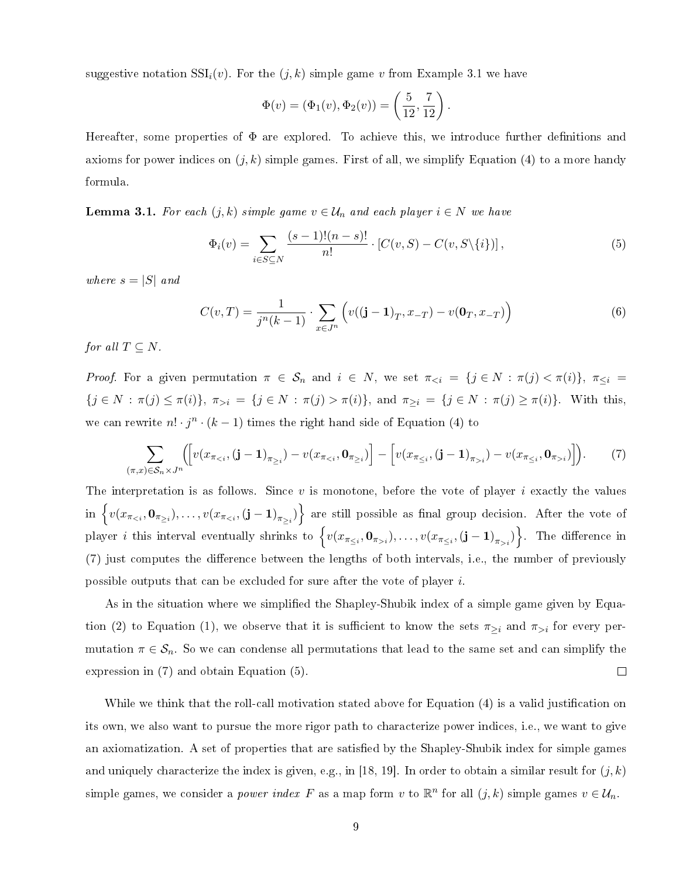suggestive notation $\text{SSI}_i(v)$. For the $(j,k)$ simple game $v$ from Example 3.1 we have

$$\Phi(v) = (\Phi_1(v), \Phi_2(v)) = \left(\frac{5}{12}, \frac{7}{12}\right).$$

Hereafter, some properties of $\Phi$ are explored. To achieve this, we introduce further definitions and axioms for power indices on $(j,k)$ simple games. First of all, we simplify Equation (4) to a more handy formula.

**Lemma 3.1.** *For each $(j,k)$ simple game $v \in \mathcal{U}_n$ and each player $i \in N$ we have*

$$\Phi_i(v) = \sum_{i \in S \subseteq N} \frac{(s-1)!(n-s)!}{n!} \cdot \left[C(v,S) - C(v, S\backslash\{i\})\right], \tag{5}$$

*where $s = |S|$ and*

$$C(v,T) = \frac{1}{j^n(k-1)} \cdot \sum_{x \in J^n} \Big( v((\mathbf{j-1})_T, x_{-T}) - v(\mathbf{0}_T, x_{-T}) \Big) \tag{6}$$

*for all $T \subseteq N$.*

*Proof.* For a given permutation $\pi \in \mathcal{S}_n$ and $i \in N$, we set $\pi_{<i} = \{j \in N : \pi(j) < \pi(i)\}$, $\pi_{\le i} = \{j \in N : \pi(j) \le \pi(i)\}$, $\pi_{>i} = \{j \in N : \pi(j) > \pi(i)\}$, and $\pi_{\ge i} = \{j \in N : \pi(j) \ge \pi(i)\}$. With this, we can rewrite $n! \cdot j^n \cdot (k-1)$ times the right hand side of Equation (4) to

$$\sum_{(\pi,x) \in \mathcal{S}_n \times J^n} \bigg( \Big[ v(x_{\pi_{<i}}, (\mathbf{j-1})_{\pi_{\ge i}}) - v(x_{\pi_{<i}}, \mathbf{0}_{\pi_{\ge i}}) \Big] - \Big[ v(x_{\pi_{\le i}}, (\mathbf{j-1})_{\pi_{>i}}) - v(x_{\pi_{\le i}}, \mathbf{0}_{\pi_{>i}}) \Big] \bigg). \tag{7}$$

The interpretation is as follows. Since $v$ is monotone, before the vote of player $i$ exactly the values in $\Big\{ v(x_{\pi_{<i}}, \mathbf{0}_{\pi_{\ge i}}), \ldots, v(x_{\pi_{<i}}, (\mathbf{j-1})_{\pi_{\ge i}}) \Big\}$ are still possible as final group decision. After the vote of player $i$ this interval eventually shrinks to $\Big\{ v(x_{\pi_{\le i}}, \mathbf{0}_{\pi_{>i}}), \ldots, v(x_{\pi_{\le i}}, (\mathbf{j-1})_{\pi_{>i}}) \Big\}$. The difference in (7) just computes the difference between the lengths of both intervals, i.e., the number of previously possible outputs that can be excluded for sure after the vote of player $i$.

As in the situation where we simplified the Shapley-Shubik index of a simple game given by Equation (2) to Equation (1), we observe that it is sufficient to know the sets $\pi_{\ge i}$ and $\pi_{>i}$ for every permutation $\pi \in \mathcal{S}_n$. So we can condense all permutations that lead to the same set and can simplify the expression in (7) and obtain Equation (5). $\square$

While we think that the roll-call motivation stated above for Equation (4) is a valid justification on its own, we also want to pursue the more rigor path to characterize power indices, i.e., we want to give an axiomatization. A set of properties that are satisfied by the Shapley-Shubik index for simple games and uniquely characterize the index is given, e.g., in [18, 19]. In order to obtain a similar result for $(j,k)$ simple games, we consider a *power index* $F$ as a map form $v$ to $\mathbb{R}^n$ for all $(j,k)$ simple games $v \in \mathcal{U}_n$.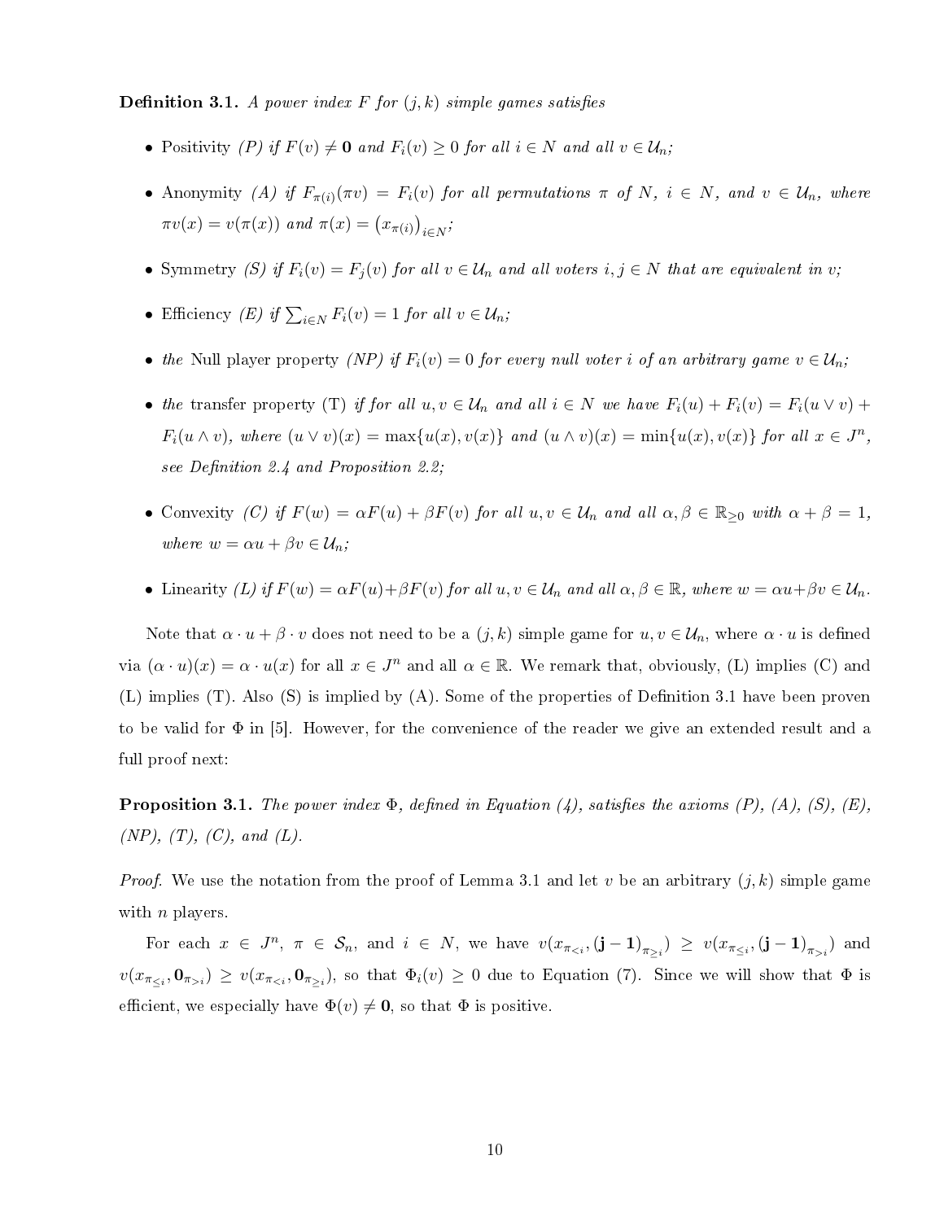**Definition 3.1.** *A power index $F$ for $(j,k)$ simple games satisfies*

- Positivity *(P) if $F(v) \neq \mathbf{0}$ and $F_i(v) \geq 0$ for all $i \in N$ and all $v \in \mathcal{U}_n$;*
- Anonymity *(A) if $F_{\pi(i)}(\pi v) = F_i(v)$ for all permutations $\pi$ of $N$, $i \in N$, and $v \in \mathcal{U}_n$, where $\pi v(x) = v(\pi(x))$ and $\pi(x) = \left(x_{\pi(i)}\right)_{i \in N}$;*
- Symmetry *(S) if $F_i(v) = F_j(v)$ for all $v \in \mathcal{U}_n$ and all voters $i, j \in N$ that are equivalent in $v$;*
- Efficiency *(E) if $\sum_{i \in N} F_i(v) = 1$ for all $v \in \mathcal{U}_n$;*
- *the* Null player property *(NP) if $F_i(v) = 0$ for every null voter $i$ of an arbitrary game $v \in \mathcal{U}_n$;*
- *the* transfer property (T) *if for all $u, v \in \mathcal{U}_n$ and all $i \in N$ we have $F_i(u) + F_i(v) = F_i(u \vee v) + F_i(u \wedge v)$, where $(u \vee v)(x) = \max\{u(x), v(x)\}$ and $(u \wedge v)(x) = \min\{u(x), v(x)\}$ for all $x \in J^n$, see Definition 2.4 and Proposition 2.2;*
- Convexity *(C) if $F(w) = \alpha F(u) + \beta F(v)$ for all $u, v \in \mathcal{U}_n$ and all $\alpha, \beta \in \mathbb{R}_{\geq 0}$ with $\alpha + \beta = 1$, where $w = \alpha u + \beta v \in \mathcal{U}_n$;*
- Linearity *(L) if $F(w) = \alpha F(u) + \beta F(v)$ for all $u, v \in \mathcal{U}_n$ and all $\alpha, \beta \in \mathbb{R}$, where $w = \alpha u + \beta v \in \mathcal{U}_n$.*

Note that $\alpha \cdot u + \beta \cdot v$ does not need to be a $(j,k)$ simple game for $u, v \in \mathcal{U}_n$, where $\alpha \cdot u$ is defined via $(\alpha \cdot u)(x) = \alpha \cdot u(x)$ for all $x \in J^n$ and all $\alpha \in \mathbb{R}$. We remark that, obviously, (L) implies (C) and (L) implies (T). Also (S) is implied by (A). Some of the properties of Definition 3.1 have been proven to be valid for $\Phi$ in [5]. However, for the convenience of the reader we give an extended result and a full proof next:

**Proposition 3.1.** *The power index $\Phi$, defined in Equation (4), satisfies the axioms (P), (A), (S), (E), (NP), (T), (C), and (L).*

*Proof.* We use the notation from the proof of Lemma 3.1 and let $v$ be an arbitrary $(j,k)$ simple game with $n$ players.

For each $x \in J^n$, $\pi \in \mathcal{S}_n$, and $i \in N$, we have $v(x_{\pi_{<i}}, (\mathbf{j-1})_{\pi_{\geq i}}) \geq v(x_{\pi_{\leq i}}, (\mathbf{j-1})_{\pi_{>i}})$ and $v(x_{\pi_{\leq i}}, \mathbf{0}_{\pi_{>i}}) \geq v(x_{\pi_{<i}}, \mathbf{0}_{\pi_{\geq i}})$, so that $\Phi_i(v) \geq 0$ due to Equation (7). Since we will show that $\Phi$ is efficient, we especially have $\Phi(v) \neq \mathbf{0}$, so that $\Phi$ is positive.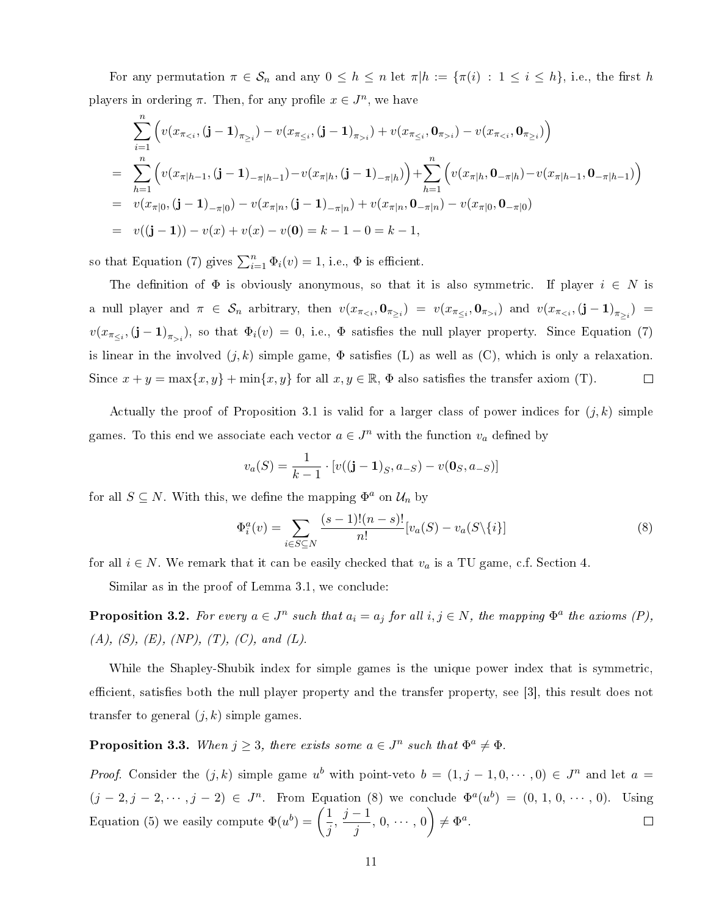For any permutation $\pi \in \mathcal{S}_n$ and any $0 \le h \le n$ let $\pi|h := \{\pi(i) : 1 \le i \le h\}$, i.e., the first $h$ players in ordering $\pi$. Then, for any profile $x \in J^n$, we have

$$
\begin{aligned}
& \sum_{i=1}^{n} \Big( v(x_{\pi_{<i}}, (\mathbf{j-1})_{\pi_{\ge i}}) - v(x_{\pi_{\le i}}, (\mathbf{j-1})_{\pi_{>i}}) + v(x_{\pi_{\le i}}, \mathbf{0}_{\pi_{>i}}) - v(x_{\pi_{<i}}, \mathbf{0}_{\pi_{\ge i}}) \Big) \\
= & \sum_{h=1}^{n} \Big( v(x_{\pi|h-1}, (\mathbf{j-1})_{-\pi|h-1}) - v(x_{\pi|h}, (\mathbf{j-1})_{-\pi|h}) \Big) + \sum_{h=1}^{n} \Big( v(x_{\pi|h}, \mathbf{0}_{-\pi|h}) - v(x_{\pi|h-1}, \mathbf{0}_{-\pi|h-1}) \Big) \\
= & \; v(x_{\pi|0}, (\mathbf{j-1})_{-\pi|0}) - v(x_{\pi|n}, (\mathbf{j-1})_{-\pi|n}) + v(x_{\pi|n}, \mathbf{0}_{-\pi|n}) - v(x_{\pi|0}, \mathbf{0}_{-\pi|0}) \\
= & \; v((\mathbf{j-1})) - v(x) + v(x) - v(\mathbf{0}) = k - 1 - 0 = k - 1,
\end{aligned}
$$

so that Equation (7) gives $\sum_{i=1}^{n} \Phi_i(v) = 1$, i.e., $\Phi$ is efficient.

The definition of $\Phi$ is obviously anonymous, so that it is also symmetric. If player $i \in N$ is a null player and $\pi \in \mathcal{S}_n$ arbitrary, then $v(x_{\pi_{<i}}, \mathbf{0}_{\pi_{\ge i}}) = v(x_{\pi_{\le i}}, \mathbf{0}_{\pi_{>i}})$ and $v(x_{\pi_{<i}}, (\mathbf{j-1})_{\pi_{\ge i}}) = v(x_{\pi_{\le i}}, (\mathbf{j-1})_{\pi_{>i}})$, so that $\Phi_i(v) = 0$, i.e., $\Phi$ satisfies the null player property. Since Equation (7) is linear in the involved $(j,k)$ simple game, $\Phi$ satisfies (L) as well as (C), which is only a relaxation. Since $x + y = \max\{x, y\} + \min\{x, y\}$ for all $x, y \in \mathbb{R}$, $\Phi$ also satisfies the transfer axiom (T). $\square$

Actually the proof of Proposition 3.1 is valid for a larger class of power indices for $(j,k)$ simple games. To this end we associate each vector $a \in J^n$ with the function $v_a$ defined by

$$
v_a(S) = \frac{1}{k-1} \cdot \left[ v((\mathbf{j-1})_S, a_{-S}) - v(\mathbf{0}_S, a_{-S}) \right]
$$

for all $S \subseteq N$. With this, we define the mapping $\Phi^a$ on $\mathcal{U}_n$ by

$$
\Phi_i^a(v) = \sum_{i \in S \subseteq N} \frac{(s-1)!(n-s)!}{n!} [v_a(S) - v_a(S \backslash \{i\}] \tag{8}
$$

for all $i \in N$. We remark that it can be easily checked that $v_a$ is a TU game, c.f. Section 4.

Similar as in the proof of Lemma 3.1, we conclude:

**Proposition 3.2.** *For every $a \in J^n$ such that $a_i = a_j$ for all $i, j \in N$, the mapping $\Phi^a$ the axioms (P), (A), (S), (E), (NP), (T), (C), and (L).*

While the Shapley-Shubik index for simple games is the unique power index that is symmetric, efficient, satisfies both the null player property and the transfer property, see [3], this result does not transfer to general $(j,k)$ simple games.

**Proposition 3.3.** *When $j \ge 3$, there exists some $a \in J^n$ such that $\Phi^a \ne \Phi$.*

*Proof.* Consider the $(j,k)$ simple game $u^b$ with point-veto $b = (1, j-1, 0, \cdots, 0) \in J^n$ and let $a = (j-2, j-2, \cdots, j-2) \in J^n$. From Equation (8) we conclude $\Phi^a(u^b) = (0,\, 1,\, 0,\, \cdots,\, 0)$. Using Equation (5) we easily compute $\Phi(u^b) = \left( \frac{1}{j},\, \frac{j-1}{j},\, 0,\, \cdots,\, 0 \right) \ne \Phi^a$. $\square$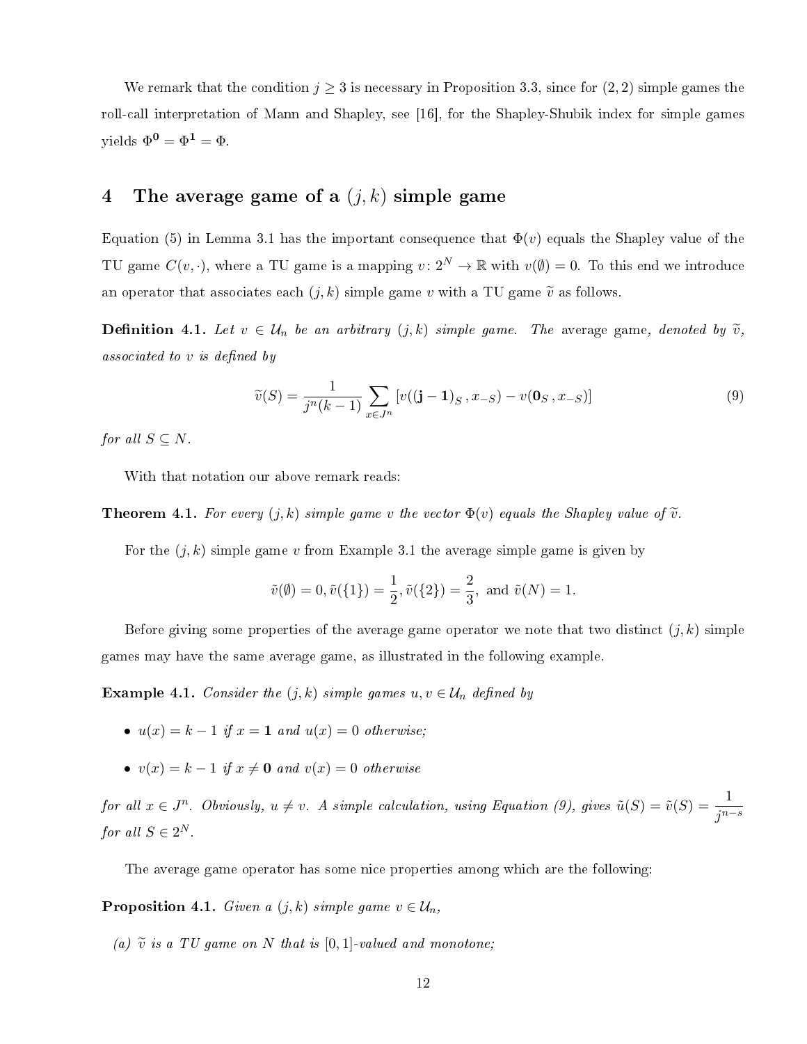We remark that the condition $j \geq 3$ is necessary in Proposition 3.3, since for $(2,2)$ simple games the roll-call interpretation of Mann and Shapley, see [16], for the Shapley-Shubik index for simple games yields $\Phi^{\mathbf{0}} = \Phi^{\mathbf{1}} = \Phi$.

## 4 The average game of a $(j,k)$ simple game

Equation (5) in Lemma 3.1 has the important consequence that $\Phi(v)$ equals the Shapley value of the TU game $C(v,\cdot)$, where a TU game is a mapping $v\colon 2^N \to \mathbb{R}$ with $v(\emptyset) = 0$. To this end we introduce an operator that associates each $(j,k)$ simple game $v$ with a TU game $\widetilde{v}$ as follows.

**Definition 4.1.** *Let $v \in \mathcal{U}_n$ be an arbitrary $(j,k)$ simple game. The* average game*, denoted by $\widetilde{v}$, associated to $v$ is defined by*

$$\widetilde{v}(S) = \frac{1}{j^n(k-1)} \sum_{x \in J^n} \left[ v((\mathbf{j-1})_S\,, x_{-S}) - v(\mathbf{0}_S\,, x_{-S}) \right] \tag{9}$$

*for all $S \subseteq N$.*

With that notation our above remark reads:

**Theorem 4.1.** *For every $(j,k)$ simple game $v$ the vector $\Phi(v)$ equals the Shapley value of $\widetilde{v}$.*

For the $(j,k)$ simple game $v$ from Example 3.1 the average simple game is given by

$$\widetilde{v}(\emptyset) = 0, \widetilde{v}(\{1\}) = \frac{1}{2}, \widetilde{v}(\{2\}) = \frac{2}{3}, \text{ and } \widetilde{v}(N) = 1.$$

Before giving some properties of the average game operator we note that two distinct $(j,k)$ simple games may have the same average game, as illustrated in the following example.

**Example 4.1.** *Consider the $(j,k)$ simple games $u, v \in \mathcal{U}_n$ defined by*

- *$u(x) = k-1$ if $x = \mathbf{1}$ and $u(x) = 0$ otherwise;*
- *$v(x) = k-1$ if $x \neq \mathbf{0}$ and $v(x) = 0$ otherwise*

*for all $x \in J^n$. Obviously, $u \neq v$. A simple calculation, using Equation (9), gives $\tilde{u}(S) = \tilde{v}(S) = \dfrac{1}{j^{n-s}}$ for all $S \in 2^N$.*

The average game operator has some nice properties among which are the following:

**Proposition 4.1.** *Given a $(j,k)$ simple game $v \in \mathcal{U}_n$,*

*(a) $\widetilde{v}$ is a TU game on $N$ that is $[0,1]$-valued and monotone;*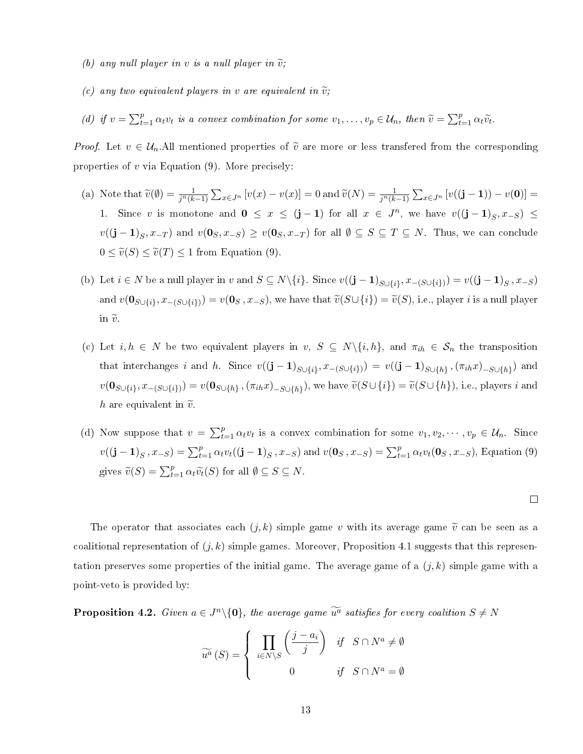*(b) any null player in $v$ is a null player in $\widetilde{v}$;*

*(c) any two equivalent players in $v$ are equivalent in $\widetilde{v}$;*

*(d) if $v = \sum_{t=1}^{p} \alpha_t v_t$ is a convex combination for some $v_1, \ldots, v_p \in \mathcal{U}_n$, then $\widetilde{v} = \sum_{t=1}^{p} \alpha_t \widetilde{v_t}$.*

*Proof.* Let $v \in \mathcal{U}_n$.All mentioned properties of $\widetilde{v}$ are more or less transfered from the corresponding properties of $v$ via Equation (9). More precisely:

(a) Note that $\widetilde{v}(\emptyset) = \frac{1}{j^n(k-1)} \sum_{x \in J^n} [v(x) - v(x)] = 0$ and $\widetilde{v}(N) = \frac{1}{j^n(k-1)} \sum_{x \in J^n} [v((\mathbf{j}-\mathbf{1})) - v(\mathbf{0})] = 1$. Since $v$ is monotone and $\mathbf{0} \leq x \leq (\mathbf{j}-\mathbf{1})$ for all $x \in J^n$, we have $v((\mathbf{j}-\mathbf{1})_S, x_{-S}) \leq v((\mathbf{j}-\mathbf{1})_S, x_{-T})$ and $v(\mathbf{0}_S, x_{-S}) \geq v(\mathbf{0}_S, x_{-T})$ for all $\emptyset \subseteq S \subseteq T \subseteq N$. Thus, we can conclude $0 \leq \widetilde{v}(S) \leq \widetilde{v}(T) \leq 1$ from Equation (9).

(b) Let $i \in N$ be a null player in $v$ and $S \subseteq N \backslash \{i\}$. Since $v((\mathbf{j}-\mathbf{1})_{S\cup\{i\}}, x_{-(S\cup\{i\})}) = v((\mathbf{j}-\mathbf{1})_S\,, x_{-S})$ and $v(\mathbf{0}_{S\cup\{i\}}, x_{-(S\cup\{i\})}) = v(\mathbf{0}_S\,, x_{-S})$, we have that $\widetilde{v}(S\cup\{i\}) = \widetilde{v}(S)$, i.e., player $i$ is a null player in $\widetilde{v}$.

(c) Let $i, h \in N$ be two equivalent players in $v$, $S \subseteq N \backslash \{i, h\}$, and $\pi_{ih} \in \mathcal{S}_n$ the transposition that interchanges $i$ and $h$. Since $v((\mathbf{j}-\mathbf{1})_{S\cup\{i\}}, x_{-(S\cup\{i\})}) = v((\mathbf{j}-\mathbf{1})_{S\cup\{h\}}\,, (\pi_{ih}x)_{-S\cup\{h\}})$ and $v(\mathbf{0}_{S\cup\{i\}}, x_{-(S\cup\{i\})}) = v(\mathbf{0}_{S\cup\{h\}}\,, (\pi_{ih}x)_{-S\cup\{h\}})$, we have $\widetilde{v}(S\cup\{i\}) = \widetilde{v}(S\cup\{h\})$, i.e., players $i$ and $h$ are equivalent in $\widetilde{v}$.

(d) Now suppose that $v = \sum_{t=1}^{p} \alpha_t v_t$ is a convex combination for some $v_1, v_2, \cdots, v_p \in \mathcal{U}_n$. Since $v((\mathbf{j}-\mathbf{1})_S\,, x_{-S}) = \sum_{t=1}^{p} \alpha_t v_t((\mathbf{j}-\mathbf{1})_S\,, x_{-S})$ and $v(\mathbf{0}_S\,, x_{-S}) = \sum_{t=1}^{p} \alpha_t v_t(\mathbf{0}_S\,, x_{-S})$, Equation (9) gives $\widetilde{v}(S) = \sum_{t=1}^{p} \alpha_t \widetilde{v_t}(S)$ for all $\emptyset \subseteq S \subseteq N$.

□

The operator that associates each $(j, k)$ simple game $v$ with its average game $\widetilde{v}$ can be seen as a coalitional representation of $(j, k)$ simple games. Moreover, Proposition 4.1 suggests that this representation preserves some properties of the initial game. The average game of a $(j, k)$ simple game with a point-veto is provided by:

**Proposition 4.2.** *Given $a \in J^n \backslash \{\mathbf{0}\}$, the average game $\widetilde{u^a}$ satisfies for every coalition $S \neq N$*

$$\widetilde{u^a}\,(S) = \begin{cases} \displaystyle\prod_{i \in N \backslash S} \left( \frac{j - a_i}{j} \right) & \text{if } \; S \cap N^a \neq \emptyset \\ 0 & \text{if } \; S \cap N^a = \emptyset \end{cases}$$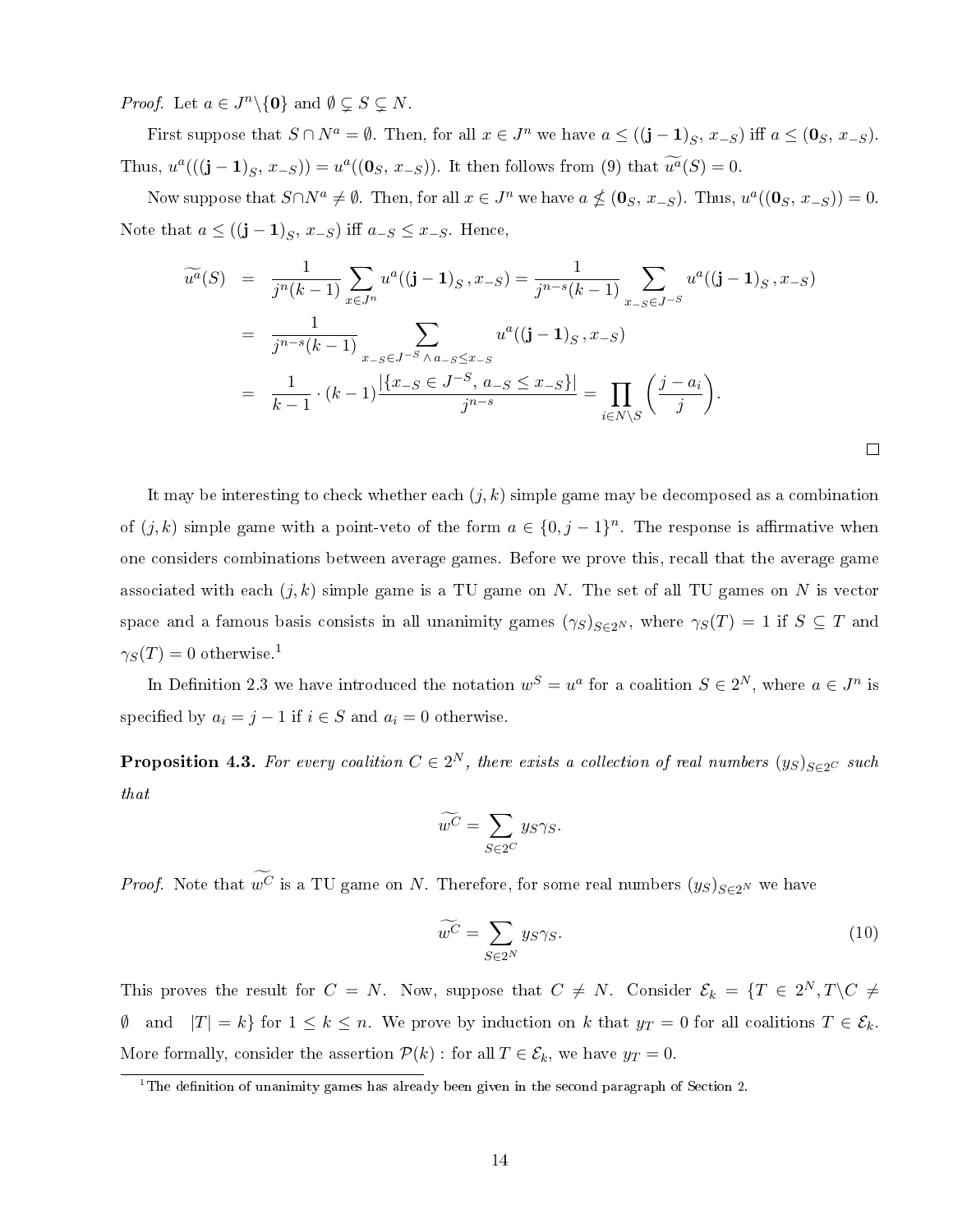*Proof.* Let $a \in J^n \backslash \{\mathbf{0}\}$ and $\emptyset \subsetneq S \subsetneq N$.

First suppose that $S \cap N^a = \emptyset$. Then, for all $x \in J^n$ we have $a \leq ((\mathbf{j-1})_S, x_{-S})$ iff $a \leq (\mathbf{0}_S, x_{-S})$. Thus, $u^a(((\mathbf{j-1})_S, x_{-S})) = u^a((\mathbf{0}_S, x_{-S}))$. It then follows from (9) that $\widetilde{u^a}(S) = 0$.

Now suppose that $S \cap N^a \neq \emptyset$. Then, for all $x \in J^n$ we have $a \not\leq (\mathbf{0}_S, x_{-S})$. Thus, $u^a((\mathbf{0}_S, x_{-S})) = 0$. Note that $a \leq ((\mathbf{j-1})_S, x_{-S})$ iff $a_{-S} \leq x_{-S}$. Hence,

$$
\begin{aligned}
\widetilde{u^a}(S) &= \frac{1}{j^n(k-1)} \sum_{x \in J^n} u^a((\mathbf{j-1})_S, x_{-S}) = \frac{1}{j^{n-s}(k-1)} \sum_{x_{-S} \in J^{-S}} u^a((\mathbf{j-1})_S, x_{-S}) \\
&= \frac{1}{j^{n-s}(k-1)} \sum_{x_{-S} \in J^{-S} \wedge a_{-S} \leq x_{-S}} u^a((\mathbf{j-1})_S, x_{-S}) \\
&= \frac{1}{k-1} \cdot (k-1) \frac{|\{x_{-S} \in J^{-S},\, a_{-S} \leq x_{-S}\}|}{j^{n-s}} = \prod_{i \in N \backslash S} \left( \frac{j - a_i}{j} \right).
\end{aligned}
$$

□

It may be interesting to check whether each $(j,k)$ simple game may be decomposed as a combination of $(j,k)$ simple game with a point-veto of the form $a \in \{0, j-1\}^n$. The response is affirmative when one considers combinations between average games. Before we prove this, recall that the average game associated with each $(j,k)$ simple game is a TU game on $N$. The set of all TU games on $N$ is vector space and a famous basis consists in all unanimity games $(\gamma_S)_{S \in 2^N}$, where $\gamma_S(T) = 1$ if $S \subseteq T$ and $\gamma_S(T) = 0$ otherwise.[1]

In Definition 2.3 we have introduced the notation $w^S = u^a$ for a coalition $S \in 2^N$, where $a \in J^n$ is specified by $a_i = j-1$ if $i \in S$ and $a_i = 0$ otherwise.

**Proposition 4.3.** *For every coalition $C \in 2^N$, there exists a collection of real numbers $(y_S)_{S \in 2^C}$ such that*

$$
\widetilde{w^C} = \sum_{S \in 2^C} y_S \gamma_S.
$$

*Proof.* Note that $\widetilde{w^C}$ is a TU game on $N$. Therefore, for some real numbers $(y_S)_{S \in 2^N}$ we have

$$
\widetilde{w^C} = \sum_{S \in 2^N} y_S \gamma_S. \tag{10}
$$

This proves the result for $C = N$. Now, suppose that $C \neq N$. Consider $\mathcal{E}_k = \{T \in 2^N, T \backslash C \neq \emptyset \text{ and } |T| = k\}$ for $1 \leq k \leq n$. We prove by induction on $k$ that $y_T = 0$ for all coalitions $T \in \mathcal{E}_k$. More formally, consider the assertion $\mathcal{P}(k)$ : for all $T \in \mathcal{E}_k$, we have $y_T = 0$.

[1] The definition of unanimity games has already been given in the second paragraph of Section 2.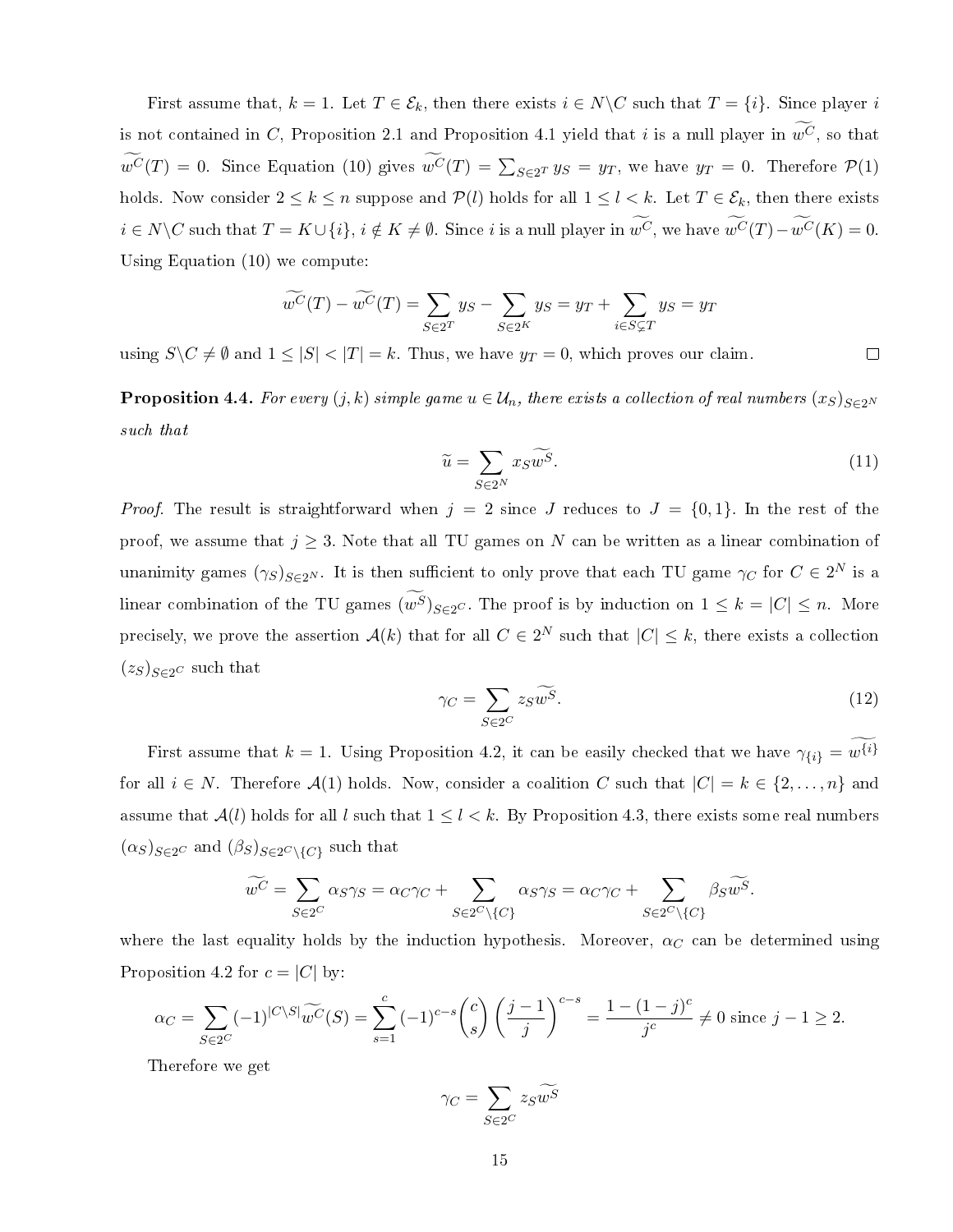First assume that, $k = 1$. Let $T \in \mathcal{E}_k$, then there exists $i \in N \backslash C$ such that $T = \{i\}$. Since player $i$ is not contained in $C$, Proposition 2.1 and Proposition 4.1 yield that $i$ is a null player in $\widetilde{w^C}$, so that $\widetilde{w^C}(T) = 0$. Since Equation (10) gives $\widetilde{w^C}(T) = \sum_{S \in 2^T} y_S = y_T$, we have $y_T = 0$. Therefore $\mathcal{P}(1)$ holds. Now consider $2 \leq k \leq n$ suppose and $\mathcal{P}(l)$ holds for all $1 \leq l < k$. Let $T \in \mathcal{E}_k$, then there exists $i \in N \backslash C$ such that $T = K \cup \{i\}$, $i \notin K \neq \emptyset$. Since $i$ is a null player in $\widetilde{w^C}$, we have $\widetilde{w^C}(T) - \widetilde{w^C}(K) = 0$. Using Equation (10) we compute:

$$\widetilde{w^C}(T) - \widetilde{w^C}(T) = \sum_{S \in 2^T} y_S - \sum_{S \in 2^K} y_S = y_T + \sum_{i \in S \subsetneq T} y_S = y_T$$

using $S \backslash C \neq \emptyset$ and $1 \leq |S| < |T| = k$. Thus, we have $y_T = 0$, which proves our claim. □

**Proposition 4.4.** *For every $(j, k)$ simple game $u \in \mathcal{U}_n$, there exists a collection of real numbers $(x_S)_{S \in 2^N}$ such that*

$$\widetilde{u} = \sum_{S \in 2^N} x_S \widetilde{w^S}. \tag{11}$$

*Proof.* The result is straightforward when $j = 2$ since $J$ reduces to $J = \{0, 1\}$. In the rest of the proof, we assume that $j \geq 3$. Note that all TU games on $N$ can be written as a linear combination of unanimity games $(\gamma_S)_{S \in 2^N}$. It is then sufficient to only prove that each TU game $\gamma_C$ for $C \in 2^N$ is a linear combination of the TU games $(\widetilde{w^S})_{S \in 2^C}$. The proof is by induction on $1 \leq k = |C| \leq n$. More precisely, we prove the assertion $\mathcal{A}(k)$ that for all $C \in 2^N$ such that $|C| \leq k$, there exists a collection $(z_S)_{S \in 2^C}$ such that

$$\gamma_C = \sum_{S \in 2^C} z_S \widetilde{w^S}. \tag{12}$$

First assume that $k = 1$. Using Proposition 4.2, it can be easily checked that we have $\gamma_{\{i\}} = \widetilde{w^{\{i\}}}$ for all $i \in N$. Therefore $\mathcal{A}(1)$ holds. Now, consider a coalition $C$ such that $|C| = k \in \{2, \ldots, n\}$ and assume that $\mathcal{A}(l)$ holds for all $l$ such that $1 \leq l < k$. By Proposition 4.3, there exists some real numbers $(\alpha_S)_{S \in 2^C}$ and $(\beta_S)_{S \in 2^C \backslash \{C\}}$ such that

$$\widetilde{w^C} = \sum_{S \in 2^C} \alpha_S \gamma_S = \alpha_C \gamma_C + \sum_{S \in 2^C \backslash \{C\}} \alpha_S \gamma_S = \alpha_C \gamma_C + \sum_{S \in 2^C \backslash \{C\}} \beta_S \widetilde{w^S}.$$

where the last equality holds by the induction hypothesis. Moreover, $\alpha_C$ can be determined using Proposition 4.2 for $c = |C|$ by:

$$\alpha_C = \sum_{S \in 2^C} (-1)^{|C \backslash S|} \widetilde{w^C}(S) = \sum_{s=1}^{c} (-1)^{c-s} \binom{c}{s} \left( \frac{j-1}{j} \right)^{c-s} = \frac{1 - (1-j)^c}{j^c} \neq 0 \text{ since } j - 1 \geq 2.$$

Therefore we get

$$\gamma_C = \sum_{S \in 2^C} z_S \widetilde{w^S}$$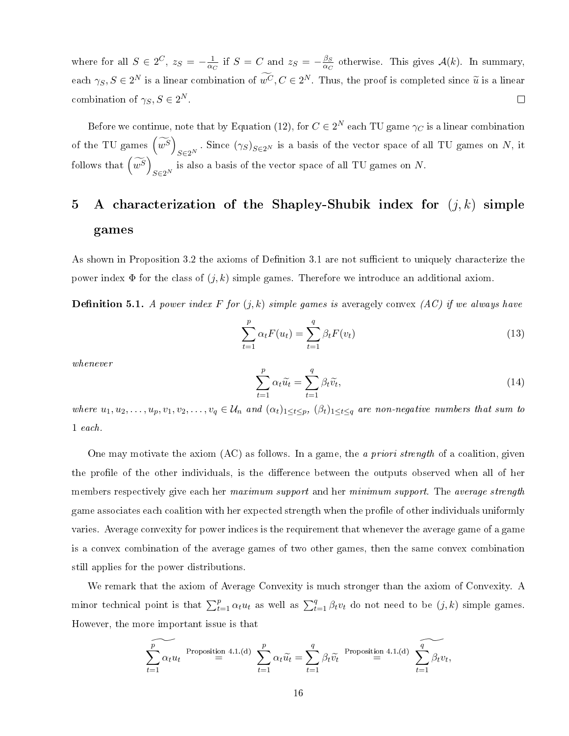where for all $S \in 2^C$, $z_S = -\frac{1}{\alpha_C}$ if $S = C$ and $z_S = -\frac{\beta_S}{\alpha_C}$ otherwise. This gives $\mathcal{A}(k)$. In summary, each $\gamma_S, S \in 2^N$ is a linear combination of $\widetilde{w^C}, C \in 2^N$. Thus, the proof is completed since $\widetilde{u}$ is a linear combination of $\gamma_S, S \in 2^N$. $\square$

Before we continue, note that by Equation (12), for $C \in 2^N$ each TU game $\gamma_C$ is a linear combination of the TU games $\left(\widetilde{w^S}\right)_{S \in 2^N}$. Since $(\gamma_S)_{S \in 2^N}$ is a basis of the vector space of all TU games on $N$, it follows that $\left(\widetilde{w^S}\right)_{S \in 2^N}$ is also a basis of the vector space of all TU games on $N$.

# 5 A characterization of the Shapley-Shubik index for $(j,k)$ simple games

As shown in Proposition 3.2 the axioms of Definition 3.1 are not sufficient to uniquely characterize the power index $\Phi$ for the class of $(j,k)$ simple games. Therefore we introduce an additional axiom.

**Definition 5.1.** *A power index $F$ for $(j,k)$ simple games is* averagely convex *(AC) if we always have*

$$\sum_{t=1}^{p} \alpha_t F(u_t) = \sum_{t=1}^{q} \beta_t F(v_t) \tag{13}$$

*whenever*

$$\sum_{t=1}^{p} \alpha_t \widetilde{u}_t = \sum_{t=1}^{q} \beta_t \widetilde{v}_t, \tag{14}$$

*where $u_1, u_2, \ldots, u_p, v_1, v_2, \ldots, v_q \in \mathcal{U}_n$ and $(\alpha_t)_{1 \le t \le p}$, $(\beta_t)_{1 \le t \le q}$ are non-negative numbers that sum to 1 each.*

One may motivate the axiom (AC) as follows. In a game, the *a priori strength* of a coalition, given the profile of the other individuals, is the difference between the outputs observed when all of her members respectively give each her *maximum support* and her *minimum support*. The *average strength* game associates each coalition with her expected strength when the profile of other individuals uniformly varies. Average convexity for power indices is the requirement that whenever the average game of a game is a convex combination of the average games of two other games, then the same convex combination still applies for the power distributions.

We remark that the axiom of Average Convexity is much stronger than the axiom of Convexity. A minor technical point is that $\sum_{t=1}^{p} \alpha_t u_t$ as well as $\sum_{t=1}^{q} \beta_t v_t$ do not need to be $(j,k)$ simple games. However, the more important issue is that

$$\widetilde{\sum_{t=1}^{p} \alpha_t u_t} \overset{\text{Proposition 4.1.(d)}}{=} \sum_{t=1}^{p} \alpha_t \widetilde{u}_t = \sum_{t=1}^{q} \beta_t \widetilde{v}_t \overset{\text{Proposition 4.1.(d)}}{=} \widetilde{\sum_{t=1}^{q} \beta_t v_t},$$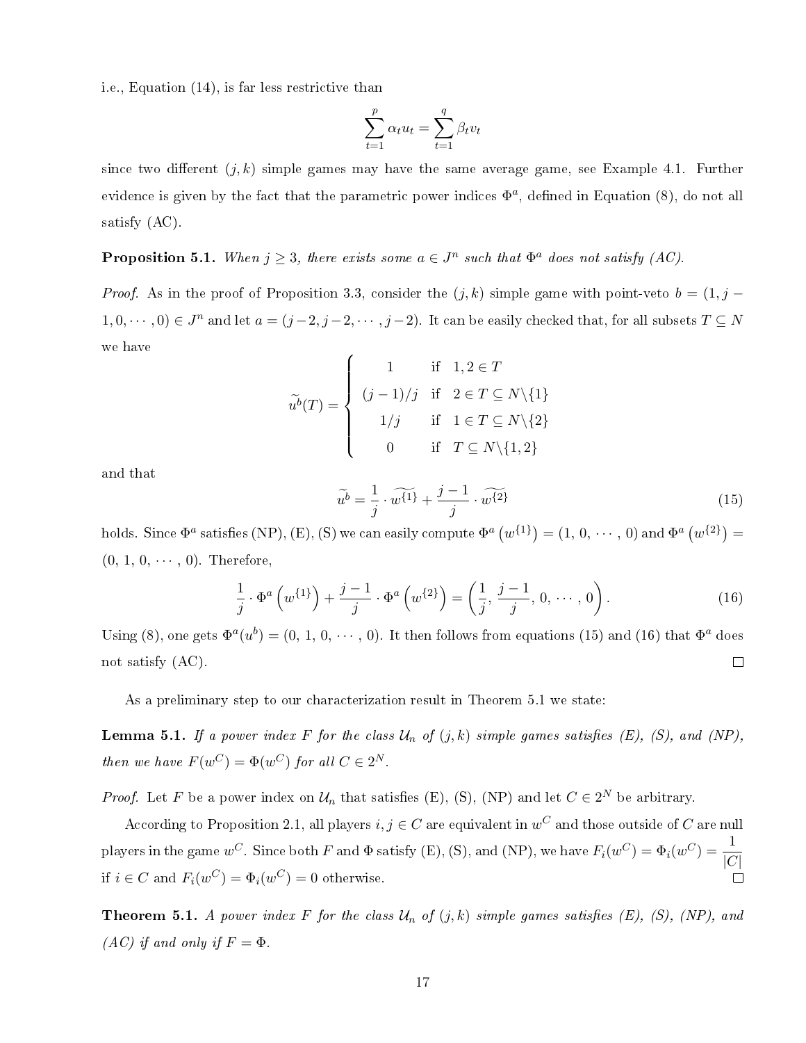i.e., Equation (14), is far less restrictive than

$$\sum_{t=1}^{p} \alpha_t u_t = \sum_{t=1}^{q} \beta_t v_t$$

since two different $(j,k)$ simple games may have the same average game, see Example 4.1. Further evidence is given by the fact that the parametric power indices $\Phi^a$, defined in Equation (8), do not all satisfy (AC).

**Proposition 5.1.** *When $j \geq 3$, there exists some $a \in J^n$ such that $\Phi^a$ does not satisfy (AC).*

*Proof.* As in the proof of Proposition 3.3, consider the $(j,k)$ simple game with point-veto $b = (1, j-1, 0, \cdots, 0) \in J^n$ and let $a = (j-2, j-2, \cdots, j-2)$. It can be easily checked that, for all subsets $T \subseteq N$ we have

$$\widetilde{u^b}(T) = \begin{cases} 1 & \text{if } \ 1,2 \in T \\ (j-1)/j & \text{if } \ 2 \in T \subseteq N \backslash \{1\} \\ 1/j & \text{if } \ 1 \in T \subseteq N \backslash \{2\} \\ 0 & \text{if } \ T \subseteq N \backslash \{1,2\} \end{cases}$$

and that

$$\widetilde{u^b} = \frac{1}{j} \cdot \widetilde{w^{\{1\}}} + \frac{j-1}{j} \cdot \widetilde{w^{\{2\}}} \tag{15}$$

holds. Since $\Phi^a$ satisfies (NP), (E), (S) we can easily compute $\Phi^a\left(w^{\{1\}}\right) = (1,\, 0,\, \cdots,\, 0)$ and $\Phi^a\left(w^{\{2\}}\right) = (0,\, 1,\, 0,\, \cdots,\, 0)$. Therefore,

$$\frac{1}{j} \cdot \Phi^a\left(w^{\{1\}}\right) + \frac{j-1}{j} \cdot \Phi^a\left(w^{\{2\}}\right) = \left(\frac{1}{j},\, \frac{j-1}{j},\, 0,\, \cdots,\, 0\right). \tag{16}$$

Using (8), one gets $\Phi^a(u^b) = (0,\, 1,\, 0,\, \cdots,\, 0)$. It then follows from equations (15) and (16) that $\Phi^a$ does not satisfy (AC). $\square$

As a preliminary step to our characterization result in Theorem 5.1 we state:

**Lemma 5.1.** *If a power index $F$ for the class $\mathcal{U}_n$ of $(j,k)$ simple games satisfies (E), (S), and (NP), then we have $F(w^C) = \Phi(w^C)$ for all $C \in 2^N$.*

*Proof.* Let $F$ be a power index on $\mathcal{U}_n$ that satisfies (E), (S), (NP) and let $C \in 2^N$ be arbitrary.

According to Proposition 2.1, all players $i, j \in C$ are equivalent in $w^C$ and those outside of $C$ are null players in the game $w^C$. Since both $F$ and $\Phi$ satisfy (E), (S), and (NP), we have $F_i(w^C) = \Phi_i(w^C) = \dfrac{1}{|C|}$ if $i \in C$ and $F_i(w^C) = \Phi_i(w^C) = 0$ otherwise. $\square$

**Theorem 5.1.** *A power index $F$ for the class $\mathcal{U}_n$ of $(j,k)$ simple games satisfies (E), (S), (NP), and (AC) if and only if $F = \Phi$.*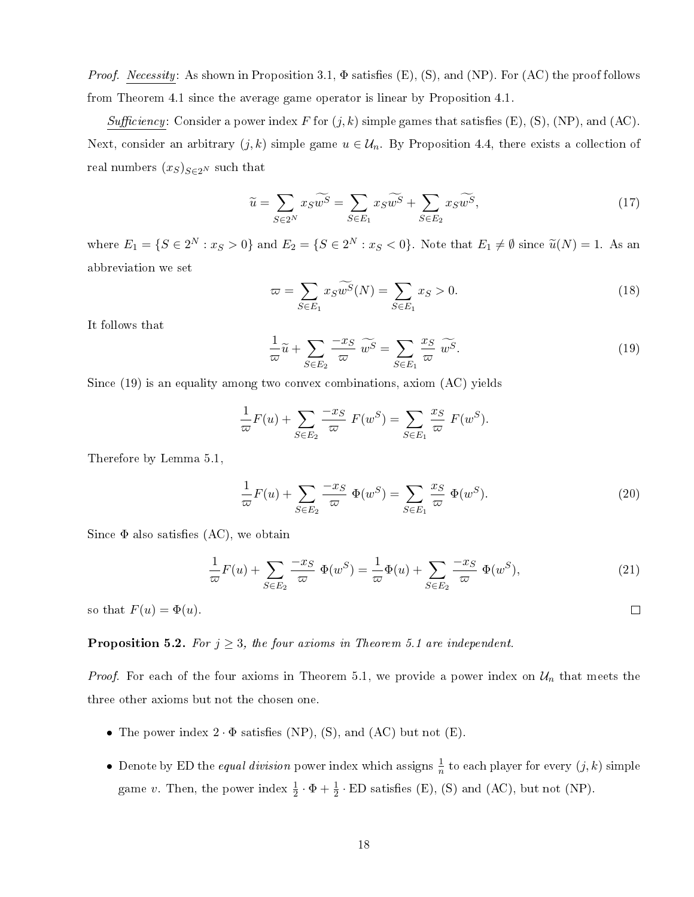*Proof.* Necessity: As shown in Proposition 3.1, $\Phi$ satisfies (E), (S), and (NP). For (AC) the proof follows from Theorem 4.1 since the average game operator is linear by Proposition 4.1.

Sufficiency: Consider a power index $F$ for $(j, k)$ simple games that satisfies (E), (S), (NP), and (AC). Next, consider an arbitrary $(j, k)$ simple game $u \in \mathcal{U}_n$. By Proposition 4.4, there exists a collection of real numbers $(x_S)_{S \in 2^N}$ such that

$$\widetilde{u} = \sum_{S \in 2^N} x_S \widetilde{w^S} = \sum_{S \in E_1} x_S \widetilde{w^S} + \sum_{S \in E_2} x_S \widetilde{w^S}, \tag{17}$$

where $E_1 = \{S \in 2^N : x_S > 0\}$ and $E_2 = \{S \in 2^N : x_S < 0\}$. Note that $E_1 \neq \emptyset$ since $\widetilde{u}(N) = 1$. As an abbreviation we set

$$\varpi = \sum_{S \in E_1} x_S \widetilde{w^S}(N) = \sum_{S \in E_1} x_S > 0. \tag{18}$$

It follows that

$$\frac{1}{\varpi} \widetilde{u} + \sum_{S \in E_2} \frac{-x_S}{\varpi} \widetilde{w^S} = \sum_{S \in E_1} \frac{x_S}{\varpi} \widetilde{w^S}. \tag{19}$$

Since (19) is an equality among two convex combinations, axiom (AC) yields

$$\frac{1}{\varpi} F(u) + \sum_{S \in E_2} \frac{-x_S}{\varpi} F(w^S) = \sum_{S \in E_1} \frac{x_S}{\varpi} F(w^S).$$

Therefore by Lemma 5.1,

$$\frac{1}{\varpi} F(u) + \sum_{S \in E_2} \frac{-x_S}{\varpi} \Phi(w^S) = \sum_{S \in E_1} \frac{x_S}{\varpi} \Phi(w^S). \tag{20}$$

Since $\Phi$ also satisfies (AC), we obtain

$$\frac{1}{\varpi} F(u) + \sum_{S \in E_2} \frac{-x_S}{\varpi} \Phi(w^S) = \frac{1}{\varpi} \Phi(u) + \sum_{S \in E_2} \frac{-x_S}{\varpi} \Phi(w^S), \tag{21}$$

so that $F(u) = \Phi(u)$. $\square$

**Proposition 5.2.** *For $j \geq 3$, the four axioms in Theorem 5.1 are independent.*

*Proof.* For each of the four axioms in Theorem 5.1, we provide a power index on $\mathcal{U}_n$ that meets the three other axioms but not the chosen one.

- The power index $2 \cdot \Phi$ satisfies (NP), (S), and (AC) but not (E).
- Denote by ED the *equal division* power index which assigns $\frac{1}{n}$ to each player for every $(j, k)$ simple game $v$. Then, the power index $\frac{1}{2} \cdot \Phi + \frac{1}{2} \cdot \text{ED}$ satisfies (E), (S) and (AC), but not (NP).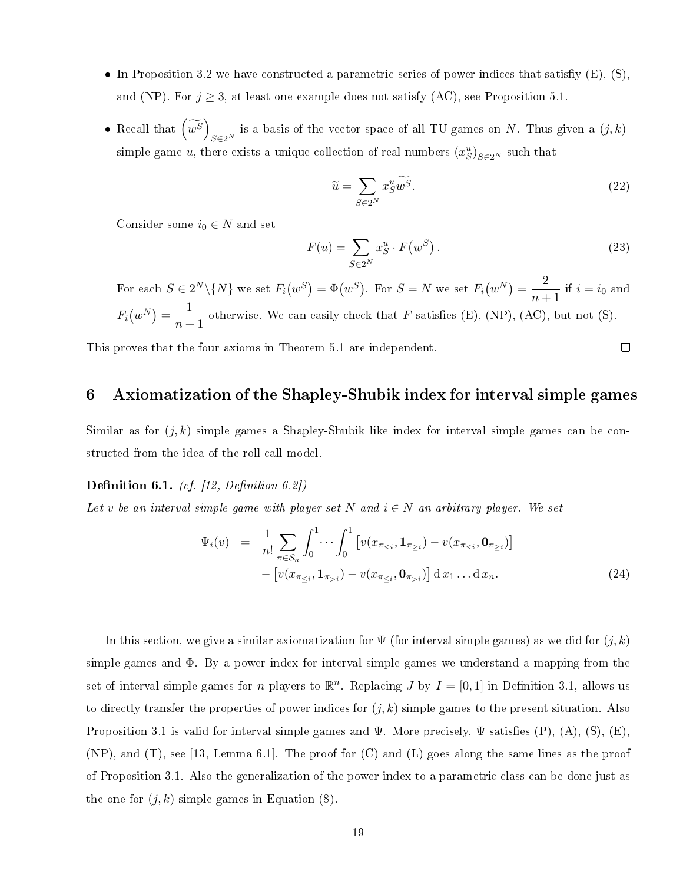- In Proposition 3.2 we have constructed a parametric series of power indices that satisfiy (E), (S), and (NP). For $j \geq 3$, at least one example does not satisfy (AC), see Proposition 5.1.
- Recall that $\left(\widetilde{w^S}\right)_{S \in 2^N}$ is a basis of the vector space of all TU games on $N$. Thus given a $(j,k)$-simple game $u$, there exists a unique collection of real numbers $(x_S^u)_{S \in 2^N}$ such that

$$\widetilde{u} = \sum_{S \in 2^N} x_S^u \widetilde{w^S}. \tag{22}$$

Consider some $i_0 \in N$ and set

$$F(u) = \sum_{S \in 2^N} x_S^u \cdot F\big(w^S\big). \tag{23}$$

For each $S \in 2^N \backslash \{N\}$ we set $F_i\big(w^S\big) = \Phi\big(w^S\big)$. For $S = N$ we set $F_i\big(w^N\big) = \dfrac{2}{n+1}$ if $i = i_0$ and $F_i\big(w^N\big) = \dfrac{1}{n+1}$ otherwise. We can easily check that $F$ satisfies (E), (NP), (AC), but not (S).

This proves that the four axioms in Theorem 5.1 are independent. □

## 6 Axiomatization of the Shapley-Shubik index for interval simple games

Similar as for $(j,k)$ simple games a Shapley-Shubik like index for interval simple games can be constructed from the idea of the roll-call model.

**Definition 6.1.** *(cf. [12, Definition 6.2])*
*Let $v$ be an interval simple game with player set $N$ and $i \in N$ an arbitrary player. We set*

$$\begin{aligned}\Psi_i(v) \quad &= \quad \frac{1}{n!}\sum_{\pi \in \mathcal{S}_n} \int_0^1 \cdots \int_0^1 \left[v(x_{\pi_{<i}}, \mathbf{1}_{\pi_{\geq i}}) - v(x_{\pi_{<i}}, \mathbf{0}_{\pi_{\geq i}})\right] \\ &\quad - \left[v(x_{\pi_{\leq i}}, \mathbf{1}_{\pi_{>i}}) - v(x_{\pi_{\leq i}}, \mathbf{0}_{\pi_{>i}})\right] \mathrm{d}\, x_1 \ldots \mathrm{d}\, x_n.\end{aligned} \tag{24}$$

In this section, we give a similar axiomatization for $\Psi$ (for interval simple games) as we did for $(j,k)$ simple games and $\Phi$. By a power index for interval simple games we understand a mapping from the set of interval simple games for $n$ players to $\mathbb{R}^n$. Replacing $J$ by $I = [0,1]$ in Definition 3.1, allows us to directly transfer the properties of power indices for $(j,k)$ simple games to the present situation. Also Proposition 3.1 is valid for interval simple games and $\Psi$. More precisely, $\Psi$ satisfies (P), (A), (S), (E), (NP), and (T), see [13, Lemma 6.1]. The proof for (C) and (L) goes along the same lines as the proof of Proposition 3.1. Also the generalization of the power index to a parametric class can be done just as the one for $(j,k)$ simple games in Equation (8).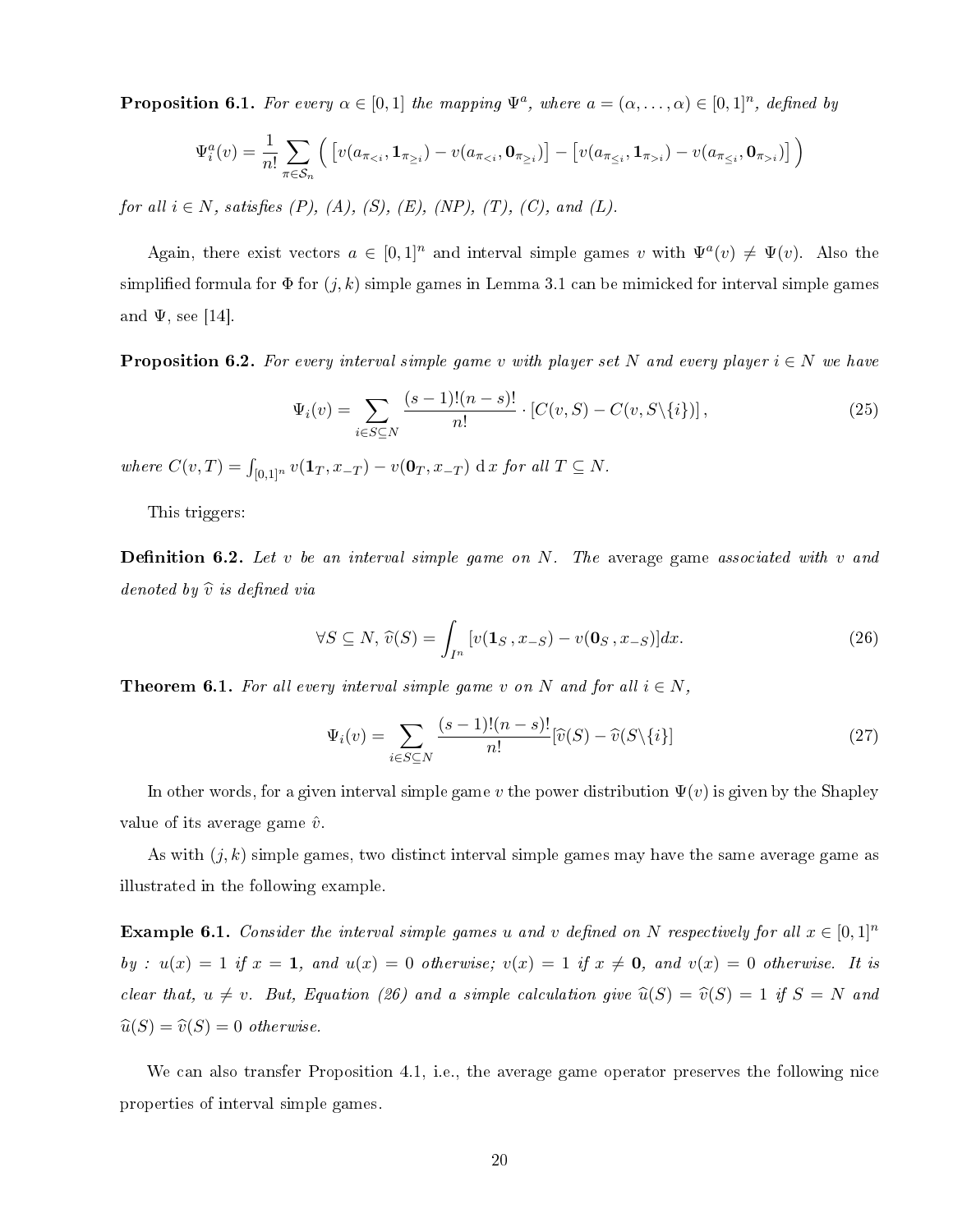**Proposition 6.1.** *For every $\alpha \in [0,1]$ the mapping $\Psi^a$, where $a = (\alpha, \ldots, \alpha) \in [0,1]^n$, defined by*

$$\Psi_i^a(v) = \frac{1}{n!} \sum_{\pi \in \mathcal{S}_n} \Big( \big[ v(a_{\pi_{<i}}, \mathbf{1}_{\pi_{\geq i}}) - v(a_{\pi_{<i}}, \mathbf{0}_{\pi_{\geq i}}) \big] - \big[ v(a_{\pi_{\leq i}}, \mathbf{1}_{\pi_{>i}}) - v(a_{\pi_{\leq i}}, \mathbf{0}_{\pi_{>i}}) \big] \Big)$$

*for all $i \in N$, satisfies (P), (A), (S), (E), (NP), (T), (C), and (L).*

Again, there exist vectors $a \in [0,1]^n$ and interval simple games $v$ with $\Psi^a(v) \neq \Psi(v)$. Also the simplified formula for $\Phi$ for $(j,k)$ simple games in Lemma 3.1 can be mimicked for interval simple games and $\Psi$, see [14].

**Proposition 6.2.** *For every interval simple game $v$ with player set $N$ and every player $i \in N$ we have*

$$\Psi_i(v) = \sum_{i \in S \subseteq N} \frac{(s-1)!(n-s)!}{n!} \cdot \left[ C(v,S) - C(v, S \backslash \{i\}) \right], \tag{25}$$

*where $C(v,T) = \int_{[0,1]^n} v(\mathbf{1}_T, x_{-T}) - v(\mathbf{0}_T, x_{-T}) \, \mathrm{d}\, x$ for all $T \subseteq N$.*

This triggers:

**Definition 6.2.** *Let $v$ be an interval simple game on $N$. The* average game *associated with $v$ and denoted by $\widehat{v}$ is defined via*

$$\forall S \subseteq N, \, \widehat{v}(S) = \int_{I^n} [v(\mathbf{1}_S \, , x_{-S}) - v(\mathbf{0}_S \, , x_{-S})] dx. \tag{26}$$

**Theorem 6.1.** *For all every interval simple game $v$ on $N$ and for all $i \in N$,*

$$\Psi_i(v) = \sum_{i \in S \subseteq N} \frac{(s-1)!(n-s)!}{n!} [\widehat{v}(S) - \widehat{v}(S \backslash \{i\}] \tag{27}$$

In other words, for a given interval simple game $v$ the power distribution $\Psi(v)$ is given by the Shapley value of its average game $\hat{v}$.

As with $(j,k)$ simple games, two distinct interval simple games may have the same average game as illustrated in the following example.

**Example 6.1.** *Consider the interval simple games $u$ and $v$ defined on $N$ respectively for all $x \in [0,1]^n$ by : $u(x) = 1$ if $x = \mathbf{1}$, and $u(x) = 0$ otherwise; $v(x) = 1$ if $x \neq \mathbf{0}$, and $v(x) = 0$ otherwise. It is clear that, $u \neq v$. But, Equation (26) and a simple calculation give $\widehat{u}(S) = \widehat{v}(S) = 1$ if $S = N$ and $\widehat{u}(S) = \widehat{v}(S) = 0$ otherwise.*

We can also transfer Proposition 4.1, i.e., the average game operator preserves the following nice properties of interval simple games.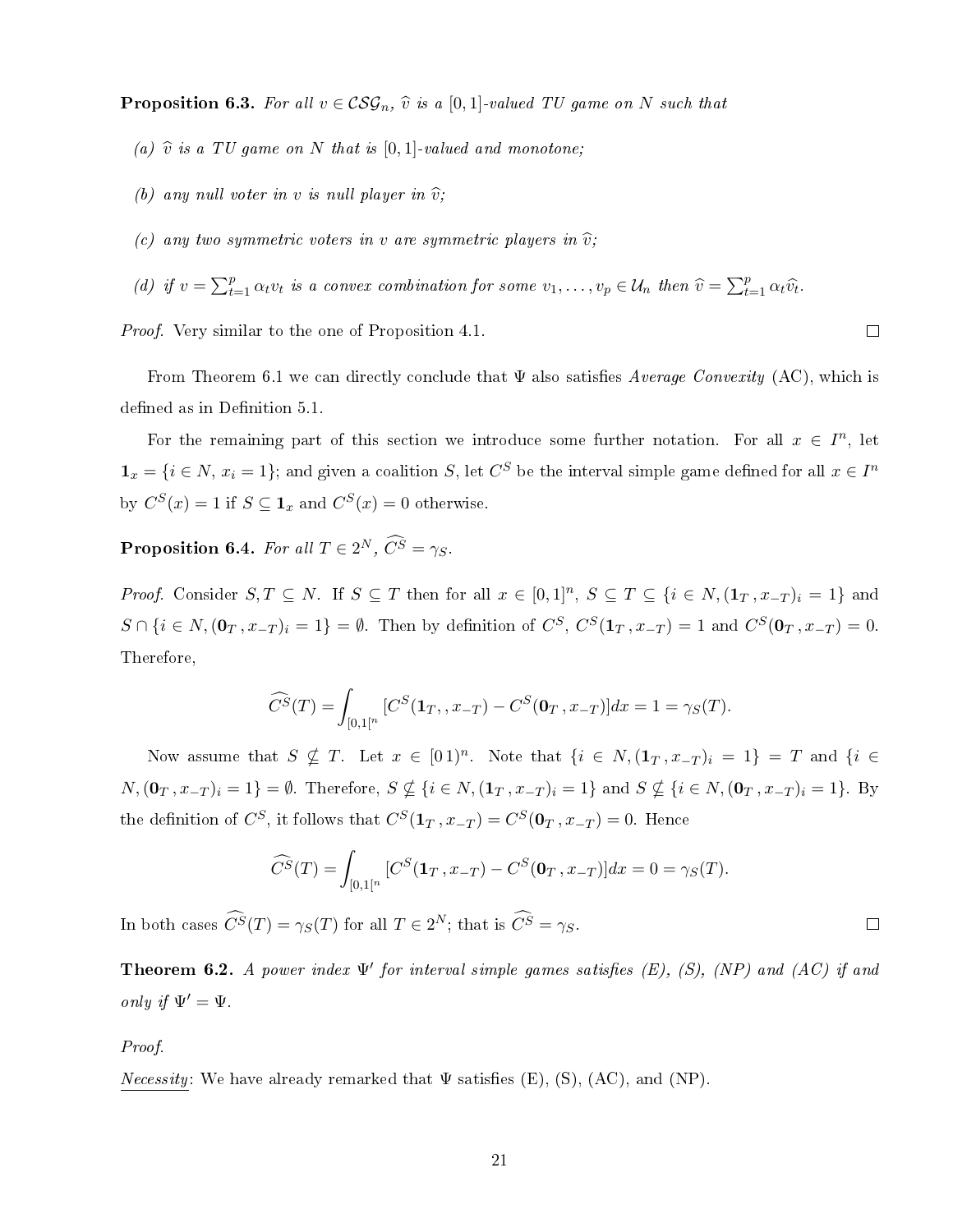**Proposition 6.3.** *For all $v \in \mathcal{CSG}_n$, $\widehat{v}$ is a $[0,1]$-valued TU game on $N$ such that*

*(a) $\widehat{v}$ is a TU game on $N$ that is $[0,1]$-valued and monotone;*

*(b) any null voter in $v$ is null player in $\widehat{v}$;*

*(c) any two symmetric voters in $v$ are symmetric players in $\widehat{v}$;*

*(d) if $v = \sum_{t=1}^{p} \alpha_t v_t$ is a convex combination for some $v_1, \ldots, v_p \in \mathcal{U}_n$ then $\widehat{v} = \sum_{t=1}^{p} \alpha_t \widehat{v_t}$.*

*Proof.* Very similar to the one of Proposition 4.1. $\square$

From Theorem 6.1 we can directly conclude that $\Psi$ also satisfies *Average Convexity* (AC), which is defined as in Definition 5.1.

For the remaining part of this section we introduce some further notation. For all $x \in I^n$, let $\mathbf{1}_x = \{i \in N, x_i = 1\}$; and given a coalition $S$, let $C^S$ be the interval simple game defined for all $x \in I^n$ by $C^S(x) = 1$ if $S \subseteq \mathbf{1}_x$ and $C^S(x) = 0$ otherwise.

**Proposition 6.4.** *For all $T \in 2^N$, $\widehat{C^S} = \gamma_S$.*

*Proof.* Consider $S, T \subseteq N$. If $S \subseteq T$ then for all $x \in [0,1]^n$, $S \subseteq T \subseteq \{i \in N, (\mathbf{1}_T, x_{-T})_i = 1\}$ and $S \cap \{i \in N, (\mathbf{0}_T, x_{-T})_i = 1\} = \emptyset$. Then by definition of $C^S$, $C^S(\mathbf{1}_T, x_{-T}) = 1$ and $C^S(\mathbf{0}_T, x_{-T}) = 0$. Therefore,

$$\widehat{C^S}(T) = \int_{[0,1[^n} [C^S(\mathbf{1}_T, , x_{-T}) - C^S(\mathbf{0}_T, x_{-T})]dx = 1 = \gamma_S(T).$$

Now assume that $S \not\subseteq T$. Let $x \in [0\,1)^n$. Note that $\{i \in N, (\mathbf{1}_T, x_{-T})_i = 1\} = T$ and $\{i \in N, (\mathbf{0}_T, x_{-T})_i = 1\} = \emptyset$. Therefore, $S \not\subseteq \{i \in N, (\mathbf{1}_T, x_{-T})_i = 1\}$ and $S \not\subseteq \{i \in N, (\mathbf{0}_T, x_{-T})_i = 1\}$. By the definition of $C^S$, it follows that $C^S(\mathbf{1}_T, x_{-T}) = C^S(\mathbf{0}_T, x_{-T}) = 0$. Hence

$$\widehat{C^S}(T) = \int_{[0,1[^n} [C^S(\mathbf{1}_T, x_{-T}) - C^S(\mathbf{0}_T, x_{-T})]dx = 0 = \gamma_S(T).$$

In both cases $\widehat{C^S}(T) = \gamma_S(T)$ for all $T \in 2^N$; that is $\widehat{C^S} = \gamma_S$. $\square$

**Theorem 6.2.** *A power index $\Psi'$ for interval simple games satisfies (E), (S), (NP) and (AC) if and only if $\Psi' = \Psi$.*

*Proof.*

Necessity: We have already remarked that $\Psi$ satisfies (E), (S), (AC), and (NP).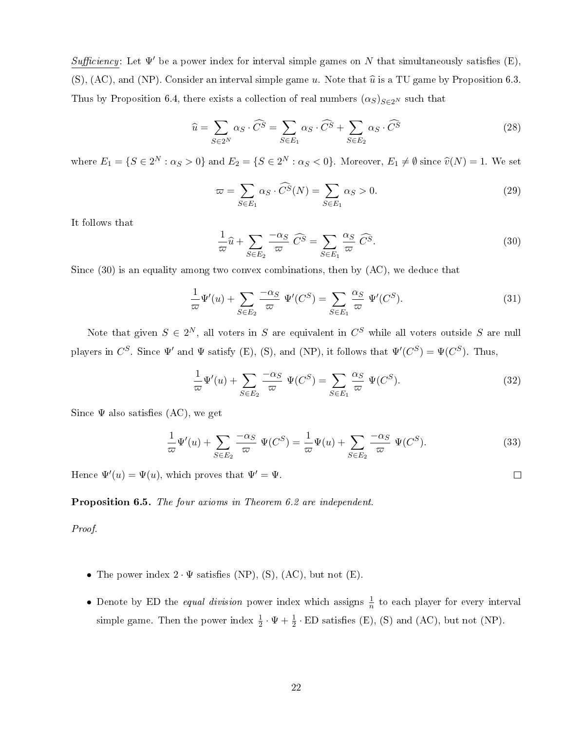*Sufficiency*: Let $\Psi'$ be a power index for interval simple games on $N$ that simultaneously satisfies (E), (S), (AC), and (NP). Consider an interval simple game $u$. Note that $\widehat{u}$ is a TU game by Proposition 6.3. Thus by Proposition 6.4, there exists a collection of real numbers $(\alpha_S)_{S \in 2^N}$ such that

$$\widehat{u} = \sum_{S \in 2^N} \alpha_S \cdot \widehat{C^S} = \sum_{S \in E_1} \alpha_S \cdot \widehat{C^S} + \sum_{S \in E_2} \alpha_S \cdot \widehat{C^S} \tag{28}$$

where $E_1 = \{S \in 2^N : \alpha_S > 0\}$ and $E_2 = \{S \in 2^N : \alpha_S < 0\}$. Moreover, $E_1 \neq \emptyset$ since $\widehat{v}(N) = 1$. We set

$$\varpi = \sum_{S \in E_1} \alpha_S \cdot \widehat{C^S}(N) = \sum_{S \in E_1} \alpha_S > 0. \tag{29}$$

It follows that

$$\frac{1}{\varpi}\widehat{u} + \sum_{S \in E_2} \frac{-\alpha_S}{\varpi}\ \widehat{C^S} = \sum_{S \in E_1} \frac{\alpha_S}{\varpi}\ \widehat{C^S}. \tag{30}$$

Since (30) is an equality among two convex combinations, then by (AC), we deduce that

$$\frac{1}{\varpi}\Psi'(u) + \sum_{S \in E_2} \frac{-\alpha_S}{\varpi}\ \Psi'(C^S) = \sum_{S \in E_1} \frac{\alpha_S}{\varpi}\ \Psi'(C^S). \tag{31}$$

Note that given $S \in 2^N$, all voters in $S$ are equivalent in $C^S$ while all voters outside $S$ are null players in $C^S$. Since $\Psi'$ and $\Psi$ satisfy (E), (S), and (NP), it follows that $\Psi'(C^S) = \Psi(C^S)$. Thus,

$$\frac{1}{\varpi}\Psi'(u) + \sum_{S \in E_2} \frac{-\alpha_S}{\varpi}\ \Psi(C^S) = \sum_{S \in E_1} \frac{\alpha_S}{\varpi}\ \Psi(C^S). \tag{32}$$

Since $\Psi$ also satisfies (AC), we get

$$\frac{1}{\varpi}\Psi'(u) + \sum_{S \in E_2} \frac{-\alpha_S}{\varpi}\ \Psi(C^S) = \frac{1}{\varpi}\Psi(u) + \sum_{S \in E_2} \frac{-\alpha_S}{\varpi}\ \Psi(C^S). \tag{33}$$

Hence $\Psi'(u) = \Psi(u)$, which proves that $\Psi' = \Psi$. □

**Proposition 6.5.** *The four axioms in Theorem 6.2 are independent.*

*Proof.*

- The power index $2 \cdot \Psi$ satisfies (NP), (S), (AC), but not (E).
- Denote by ED the *equal division* power index which assigns $\frac{1}{n}$ to each player for every interval simple game. Then the power index $\frac{1}{2} \cdot \Psi + \frac{1}{2} \cdot \text{ED}$ satisfies (E), (S) and (AC), but not (NP).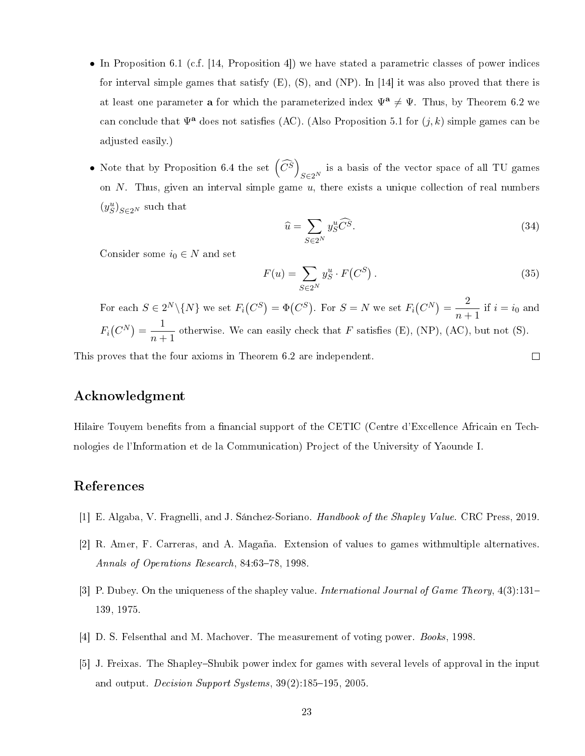- In Proposition 6.1 (c.f. [14, Proposition 4]) we have stated a parametric classes of power indices for interval simple games that satisfy (E), (S), and (NP). In [14] it was also proved that there is at least one parameter $\mathbf{a}$ for which the parameterized index $\Psi^{\mathbf{a}} \neq \Psi$. Thus, by Theorem 6.2 we can conclude that $\Psi^{\mathbf{a}}$ does not satisfies (AC). (Also Proposition 5.1 for $(j,k)$ simple games can be adjusted easily.)

- Note that by Proposition 6.4 the set $\left(\widehat{C^S}\right)_{S \in 2^N}$ is a basis of the vector space of all TU games on $N$. Thus, given an interval simple game $u$, there exists a unique collection of real numbers $(y_S^u)_{S \in 2^N}$ such that

$$\widehat{u} = \sum_{S \in 2^N} y_S^u \widehat{C^S}. \tag{34}$$

Consider some $i_0 \in N$ and set

$$F(u) = \sum_{S \in 2^N} y_S^u \cdot F\big(C^S\big). \tag{35}$$

For each $S \in 2^N \backslash \{N\}$ we set $F_i\big(C^S\big) = \Phi\big(C^S\big)$. For $S = N$ we set $F_i\big(C^N\big) = \dfrac{2}{n+1}$ if $i = i_0$ and $F_i\big(C^N\big) = \dfrac{1}{n+1}$ otherwise. We can easily check that $F$ satisfies (E), (NP), (AC), but not (S).

This proves that the four axioms in Theorem 6.2 are independent. □

## Acknowledgment

Hilaire Touyem benefits from a financial support of the CETIC (Centre d'Excellence Africain en Technologies de l'Information et de la Communication) Project of the University of Yaounde I.

## References

[1] E. Algaba, V. Fragnelli, and J. Sánchez-Soriano. *Handbook of the Shapley Value*. CRC Press, 2019.

[2] R. Amer, F. Carreras, and A. Magaña. Extension of values to games withmultiple alternatives. *Annals of Operations Research*, 84:63–78, 1998.

[3] P. Dubey. On the uniqueness of the shapley value. *International Journal of Game Theory*, 4(3):131–139, 1975.

[4] D. S. Felsenthal and M. Machover. The measurement of voting power. *Books*, 1998.

[5] J. Freixas. The Shapley–Shubik power index for games with several levels of approval in the input and output. *Decision Support Systems*, 39(2):185–195, 2005.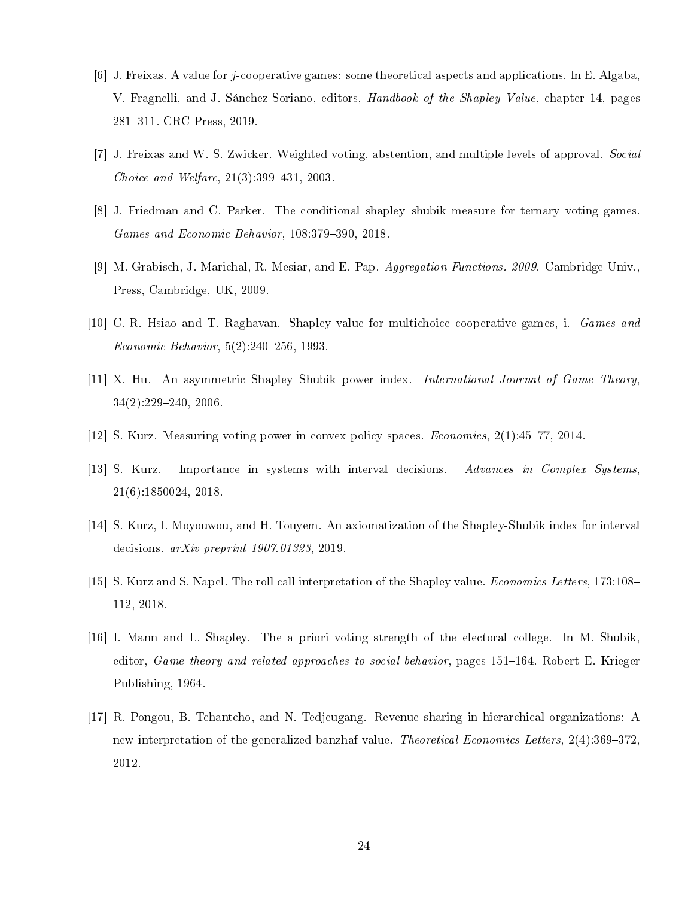[6] J. Freixas. A value for $j$-cooperative games: some theoretical aspects and applications. In E. Algaba, V. Fragnelli, and J. Sánchez-Soriano, editors, *Handbook of the Shapley Value*, chapter 14, pages 281–311. CRC Press, 2019.

[7] J. Freixas and W. S. Zwicker. Weighted voting, abstention, and multiple levels of approval. *Social Choice and Welfare*, 21(3):399–431, 2003.

[8] J. Friedman and C. Parker. The conditional shapley–shubik measure for ternary voting games. *Games and Economic Behavior*, 108:379–390, 2018.

[9] M. Grabisch, J. Marichal, R. Mesiar, and E. Pap. *Aggregation Functions. 2009*. Cambridge Univ., Press, Cambridge, UK, 2009.

[10] C.-R. Hsiao and T. Raghavan. Shapley value for multichoice cooperative games, i. *Games and Economic Behavior*, 5(2):240–256, 1993.

[11] X. Hu. An asymmetric Shapley–Shubik power index. *International Journal of Game Theory*, 34(2):229–240, 2006.

[12] S. Kurz. Measuring voting power in convex policy spaces. *Economies*, 2(1):45–77, 2014.

[13] S. Kurz. Importance in systems with interval decisions. *Advances in Complex Systems*, 21(6):1850024, 2018.

[14] S. Kurz, I. Moyouwou, and H. Touyem. An axiomatization of the Shapley-Shubik index for interval decisions. *arXiv preprint 1907.01323*, 2019.

[15] S. Kurz and S. Napel. The roll call interpretation of the Shapley value. *Economics Letters*, 173:108–112, 2018.

[16] I. Mann and L. Shapley. The a priori voting strength of the electoral college. In M. Shubik, editor, *Game theory and related approaches to social behavior*, pages 151–164. Robert E. Krieger Publishing, 1964.

[17] R. Pongou, B. Tchantcho, and N. Tedjeugang. Revenue sharing in hierarchical organizations: A new interpretation of the generalized banzhaf value. *Theoretical Economics Letters*, 2(4):369–372, 2012.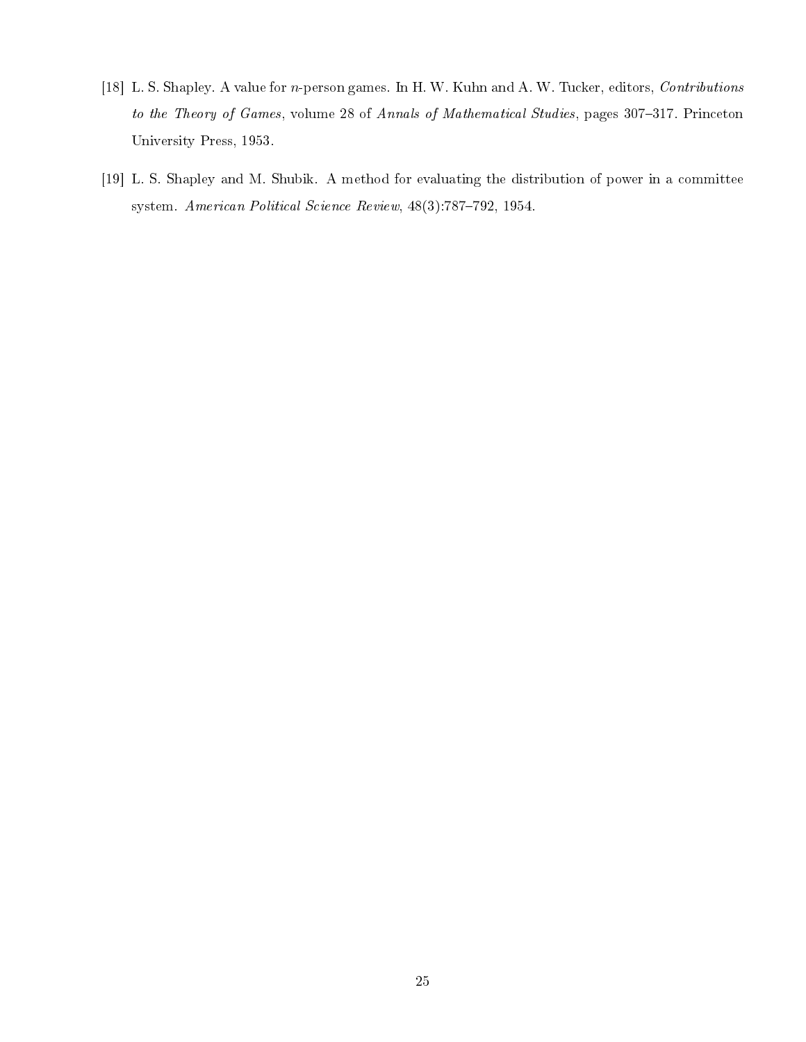[18] L. S. Shapley. A value for $n$-person games. In H. W. Kuhn and A. W. Tucker, editors, *Contributions to the Theory of Games*, volume 28 of *Annals of Mathematical Studies*, pages 307–317. Princeton University Press, 1953.

[19] L. S. Shapley and M. Shubik. A method for evaluating the distribution of power in a committee system. *American Political Science Review*, 48(3):787–792, 1954.